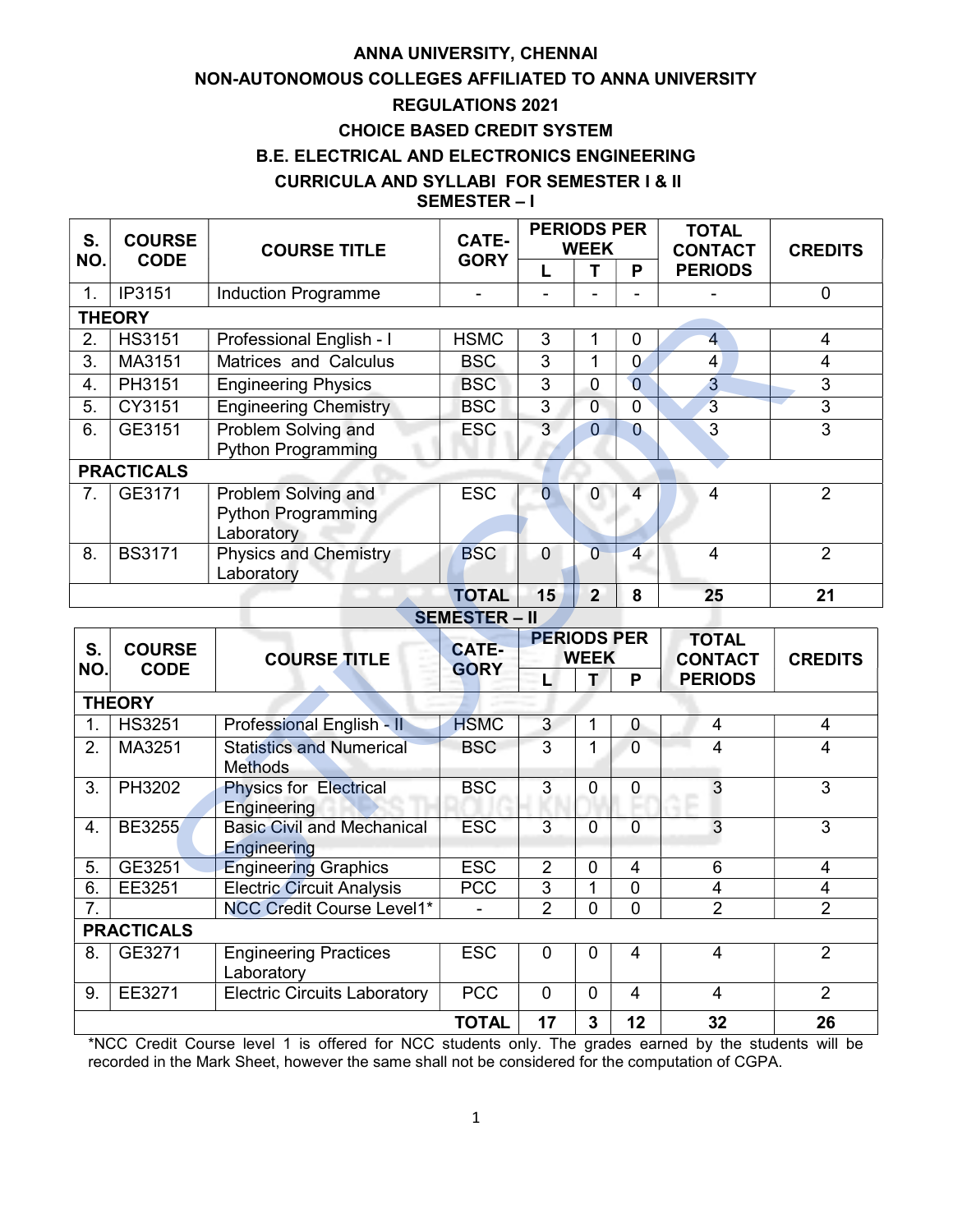# ANNA UNIVERSITY, CHENNAI

## NON-AUTONOMOUS COLLEGES AFFILIATED TO ANNA UNIVERSITY

## REGULATIONS 2021

## CHOICE BASED CREDIT SYSTEM

## B.E. ELECTRICAL AND ELECTRONICS ENGINEERING

## CURRICULA AND SYLLABI FOR SEMESTER I & II

### SEMESTER – I

| S. NO. | COURSE CODE | COURSE TITLE | CATE-GORY | PERIODS PER WEEK | | | TOTAL CONTACT PERIODS | CREDITS |
|---|---|---|---|---|---|---|---|---|
| | | | | L | T | P | | |
| 1. | IP3151 | Induction Programme | - | - | - | - | - | 0 |
| **THEORY** | | | | | | | | |
| 2. | HS3151 | Professional English - I | HSMC | 3 | 1 | 0 | 4 | 4 |
| 3. | MA3151 | Matrices and Calculus | BSC | 3 | 1 | 0 | 4 | 4 |
| 4. | PH3151 | Engineering Physics | BSC | 3 | 0 | 0 | 3 | 3 |
| 5. | CY3151 | Engineering Chemistry | BSC | 3 | 0 | 0 | 3 | 3 |
| 6. | GE3151 | Problem Solving and Python Programming | ESC | 3 | 0 | 0 | 3 | 3 |
| **PRACTICALS** | | | | | | | | |
| 7. | GE3171 | Problem Solving and Python Programming Laboratory | ESC | 0 | 0 | 4 | 4 | 2 |
| 8. | BS3171 | Physics and Chemistry Laboratory | BSC | 0 | 0 | 4 | 4 | 2 |
| | | | **TOTAL** | **15** | **2** | **8** | **25** | **21** |

### SEMESTER – II

| S. NO. | COURSE CODE | COURSE TITLE | CATE-GORY | PERIODS PER WEEK | | | TOTAL CONTACT PERIODS | CREDITS |
|---|---|---|---|---|---|---|---|---|
| | | | | L | T | P | | |
| **THEORY** | | | | | | | | |
| 1. | HS3251 | Professional English - II | HSMC | 3 | 1 | 0 | 4 | 4 |
| 2. | MA3251 | Statistics and Numerical Methods | BSC | 3 | 1 | 0 | 4 | 4 |
| 3. | PH3202 | Physics for Electrical Engineering | BSC | 3 | 0 | 0 | 3 | 3 |
| 4. | BE3255 | Basic Civil and Mechanical Engineering | ESC | 3 | 0 | 0 | 3 | 3 |
| 5. | GE3251 | Engineering Graphics | ESC | 2 | 0 | 4 | 6 | 4 |
| 6. | EE3251 | Electric Circuit Analysis | PCC | 3 | 1 | 0 | 4 | 4 |
| 7. | | NCC Credit Course Level1* | - | 2 | 0 | 0 | 2 | 2 |
| **PRACTICALS** | | | | | | | | |
| 8. | GE3271 | Engineering Practices Laboratory | ESC | 0 | 0 | 4 | 4 | 2 |
| 9. | EE3271 | Electric Circuits Laboratory | PCC | 0 | 0 | 4 | 4 | 2 |
| | | | **TOTAL** | **17** | **3** | **12** | **32** | **26** |

*NCC Credit Course level 1 is offered for NCC students only. The grades earned by the students will be recorded in the Mark Sheet, however the same shall not be considered for the computation of CGPA.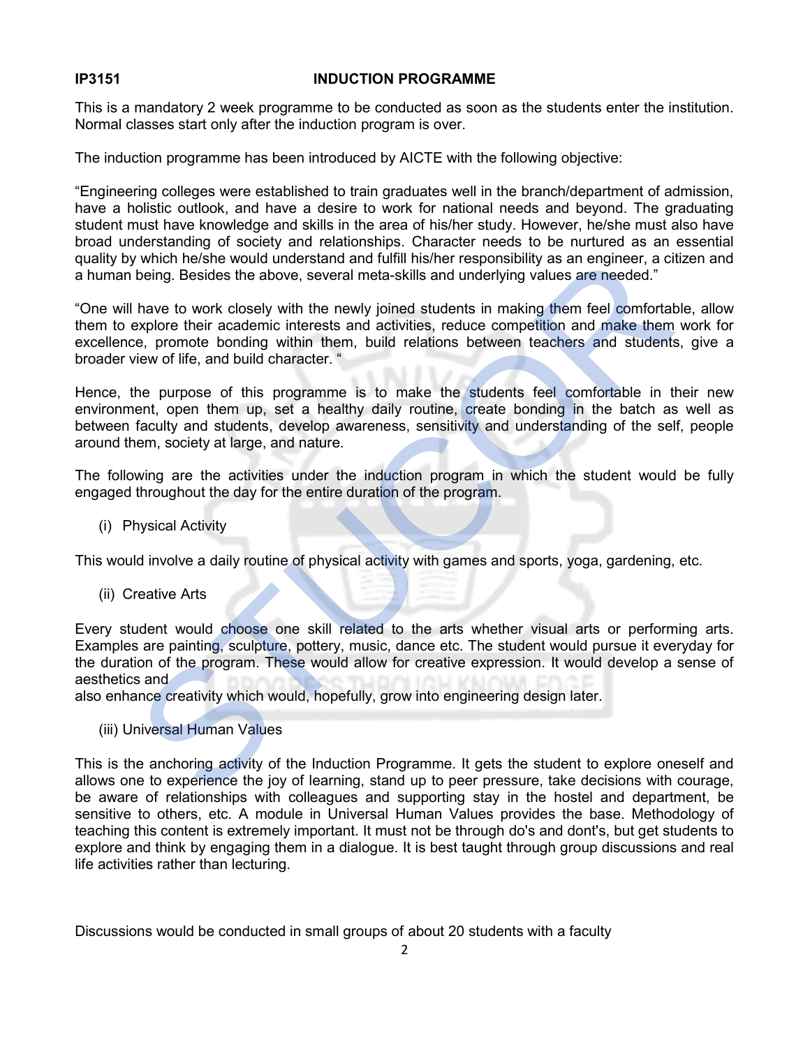**IP3151 INDUCTION PROGRAMME**

This is a mandatory 2 week programme to be conducted as soon as the students enter the institution. Normal classes start only after the induction program is over.

The induction programme has been introduced by AICTE with the following objective:

"Engineering colleges were established to train graduates well in the branch/department of admission, have a holistic outlook, and have a desire to work for national needs and beyond. The graduating student must have knowledge and skills in the area of his/her study. However, he/she must also have broad understanding of society and relationships. Character needs to be nurtured as an essential quality by which he/she would understand and fulfill his/her responsibility as an engineer, a citizen and a human being. Besides the above, several meta-skills and underlying values are needed."

"One will have to work closely with the newly joined students in making them feel comfortable, allow them to explore their academic interests and activities, reduce competition and make them work for excellence, promote bonding within them, build relations between teachers and students, give a broader view of life, and build character. "

Hence, the purpose of this programme is to make the students feel comfortable in their new environment, open them up, set a healthy daily routine, create bonding in the batch as well as between faculty and students, develop awareness, sensitivity and understanding of the self, people around them, society at large, and nature.

The following are the activities under the induction program in which the student would be fully engaged throughout the day for the entire duration of the program.

(i) Physical Activity

This would involve a daily routine of physical activity with games and sports, yoga, gardening, etc.

(ii) Creative Arts

Every student would choose one skill related to the arts whether visual arts or performing arts. Examples are painting, sculpture, pottery, music, dance etc. The student would pursue it everyday for the duration of the program. These would allow for creative expression. It would develop a sense of aesthetics and
also enhance creativity which would, hopefully, grow into engineering design later.

(iii) Universal Human Values

This is the anchoring activity of the Induction Programme. It gets the student to explore oneself and allows one to experience the joy of learning, stand up to peer pressure, take decisions with courage, be aware of relationships with colleagues and supporting stay in the hostel and department, be sensitive to others, etc. A module in Universal Human Values provides the base. Methodology of teaching this content is extremely important. It must not be through do's and dont's, but get students to explore and think by engaging them in a dialogue. It is best taught through group discussions and real life activities rather than lecturing.

Discussions would be conducted in small groups of about 20 students with a faculty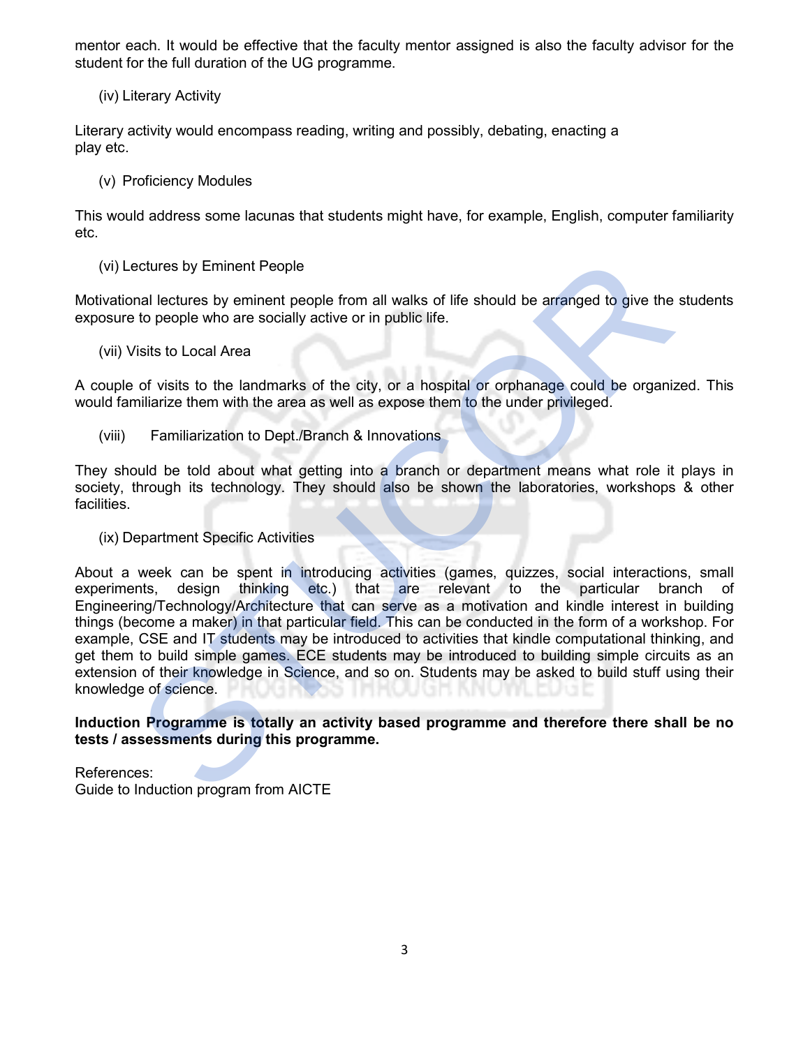mentor each. It would be effective that the faculty mentor assigned is also the faculty advisor for the student for the full duration of the UG programme.

(iv) Literary Activity

Literary activity would encompass reading, writing and possibly, debating, enacting a play etc.

(v) Proficiency Modules

This would address some lacunas that students might have, for example, English, computer familiarity etc.

(vi) Lectures by Eminent People

Motivational lectures by eminent people from all walks of life should be arranged to give the students exposure to people who are socially active or in public life.

(vii) Visits to Local Area

A couple of visits to the landmarks of the city, or a hospital or orphanage could be organized. This would familiarize them with the area as well as expose them to the under privileged.

(viii) Familiarization to Dept./Branch & Innovations

They should be told about what getting into a branch or department means what role it plays in society, through its technology. They should also be shown the laboratories, workshops & other facilities.

(ix) Department Specific Activities

About a week can be spent in introducing activities (games, quizzes, social interactions, small experiments, design thinking etc.) that are relevant to the particular branch of Engineering/Technology/Architecture that can serve as a motivation and kindle interest in building things (become a maker) in that particular field. This can be conducted in the form of a workshop. For example, CSE and IT students may be introduced to activities that kindle computational thinking, and get them to build simple games. ECE students may be introduced to building simple circuits as an extension of their knowledge in Science, and so on. Students may be asked to build stuff using their knowledge of science.

**Induction Programme is totally an activity based programme and therefore there shall be no tests / assessments during this programme.**

References:
Guide to Induction program from AICTE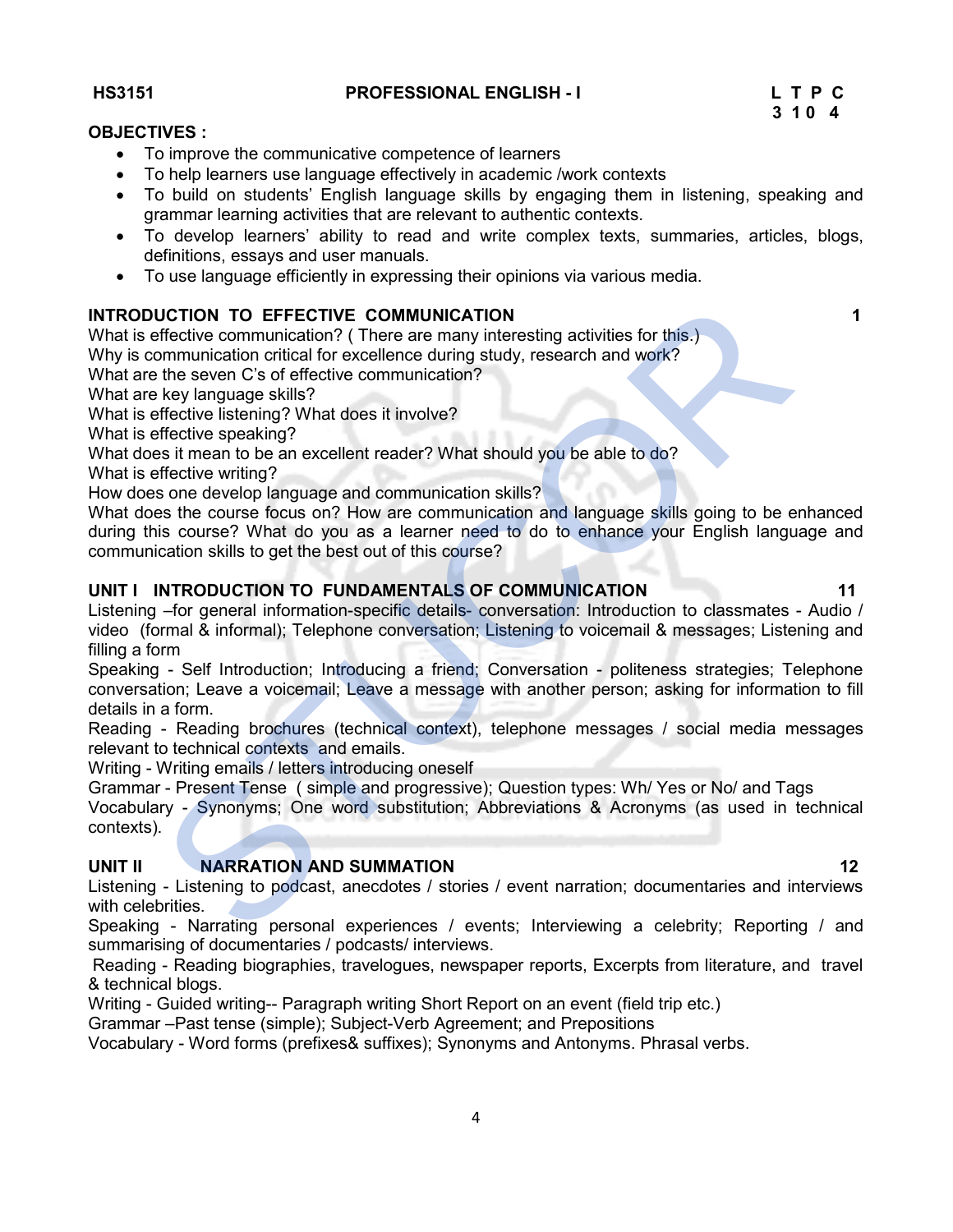**HS3151 PROFESSIONAL ENGLISH - I**

| L | T | P | C |
|---|---|---|---|
| 3 | 1 | 0 | 4 |

**OBJECTIVES :**

- To improve the communicative competence of learners
- To help learners use language effectively in academic /work contexts
- To build on students' English language skills by engaging them in listening, speaking and grammar learning activities that are relevant to authentic contexts.
- To develop learners' ability to read and write complex texts, summaries, articles, blogs, definitions, essays and user manuals.
- To use language efficiently in expressing their opinions via various media.

**INTRODUCTION TO EFFECTIVE COMMUNICATION 1**

What is effective communication? ( There are many interesting activities for this.)
Why is communication critical for excellence during study, research and work?
What are the seven C's of effective communication?
What are key language skills?
What is effective listening? What does it involve?
What is effective speaking?
What does it mean to be an excellent reader? What should you be able to do?
What is effective writing?
How does one develop language and communication skills?
What does the course focus on? How are communication and language skills going to be enhanced during this course? What do you as a learner need to do to enhance your English language and communication skills to get the best out of this course?

**UNIT I INTRODUCTION TO FUNDAMENTALS OF COMMUNICATION 11**

Listening –for general information-specific details- conversation: Introduction to classmates - Audio / video (formal & informal); Telephone conversation; Listening to voicemail & messages; Listening and filling a form
Speaking - Self Introduction; Introducing a friend; Conversation - politeness strategies; Telephone conversation; Leave a voicemail; Leave a message with another person; asking for information to fill details in a form.
Reading - Reading brochures (technical context), telephone messages / social media messages relevant to technical contexts and emails.
Writing - Writing emails / letters introducing oneself
Grammar - Present Tense ( simple and progressive); Question types: Wh/ Yes or No/ and Tags
Vocabulary - Synonyms; One word substitution; Abbreviations & Acronyms (as used in technical contexts).

**UNIT II NARRATION AND SUMMATION 12**

Listening - Listening to podcast, anecdotes / stories / event narration; documentaries and interviews with celebrities.
Speaking - Narrating personal experiences / events; Interviewing a celebrity; Reporting / and summarising of documentaries / podcasts/ interviews.
Reading - Reading biographies, travelogues, newspaper reports, Excerpts from literature, and travel & technical blogs.
Writing - Guided writing-- Paragraph writing Short Report on an event (field trip etc.)
Grammar –Past tense (simple); Subject-Verb Agreement; and Prepositions
Vocabulary - Word forms (prefixes& suffixes); Synonyms and Antonyms. Phrasal verbs.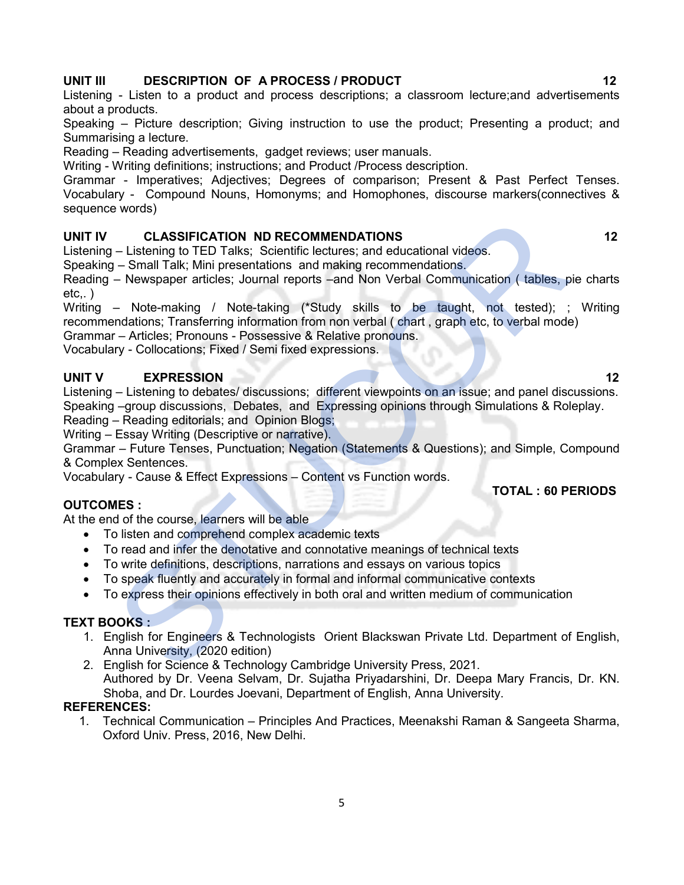**UNIT III DESCRIPTION OF A PROCESS / PRODUCT 12**

Listening - Listen to a product and process descriptions; a classroom lecture;and advertisements about a products.
Speaking – Picture description; Giving instruction to use the product; Presenting a product; and Summarising a lecture.
Reading – Reading advertisements, gadget reviews; user manuals.
Writing - Writing definitions; instructions; and Product /Process description.
Grammar - Imperatives; Adjectives; Degrees of comparison; Present & Past Perfect Tenses.
Vocabulary - Compound Nouns, Homonyms; and Homophones, discourse markers(connectives & sequence words)

**UNIT IV CLASSIFICATION ND RECOMMENDATIONS 12**

Listening – Listening to TED Talks; Scientific lectures; and educational videos.
Speaking – Small Talk; Mini presentations and making recommendations.
Reading – Newspaper articles; Journal reports –and Non Verbal Communication ( tables, pie charts etc,. )
Writing – Note-making / Note-taking (*Study skills to be taught, not tested); ; Writing recommendations; Transferring information from non verbal ( chart , graph etc, to verbal mode)
Grammar – Articles; Pronouns - Possessive & Relative pronouns.
Vocabulary - Collocations; Fixed / Semi fixed expressions.

**UNIT V EXPRESSION 12**

Listening – Listening to debates/ discussions; different viewpoints on an issue; and panel discussions.
Speaking –group discussions, Debates, and Expressing opinions through Simulations & Roleplay.
Reading – Reading editorials; and Opinion Blogs;
Writing – Essay Writing (Descriptive or narrative).
Grammar – Future Tenses, Punctuation; Negation (Statements & Questions); and Simple, Compound & Complex Sentences.
Vocabulary - Cause & Effect Expressions – Content vs Function words.

**TOTAL : 60 PERIODS**

**OUTCOMES :**

At the end of the course, learners will be able

- To listen and comprehend complex academic texts
- To read and infer the denotative and connotative meanings of technical texts
- To write definitions, descriptions, narrations and essays on various topics
- To speak fluently and accurately in formal and informal communicative contexts
- To express their opinions effectively in both oral and written medium of communication

**TEXT BOOKS :**

1. English for Engineers & Technologists Orient Blackswan Private Ltd. Department of English, Anna University, (2020 edition)
2. English for Science & Technology Cambridge University Press, 2021.
   Authored by Dr. Veena Selvam, Dr. Sujatha Priyadarshini, Dr. Deepa Mary Francis, Dr. KN. Shoba, and Dr. Lourdes Joevani, Department of English, Anna University.

**REFERENCES:**

1. Technical Communication – Principles And Practices, Meenakshi Raman & Sangeeta Sharma, Oxford Univ. Press, 2016, New Delhi.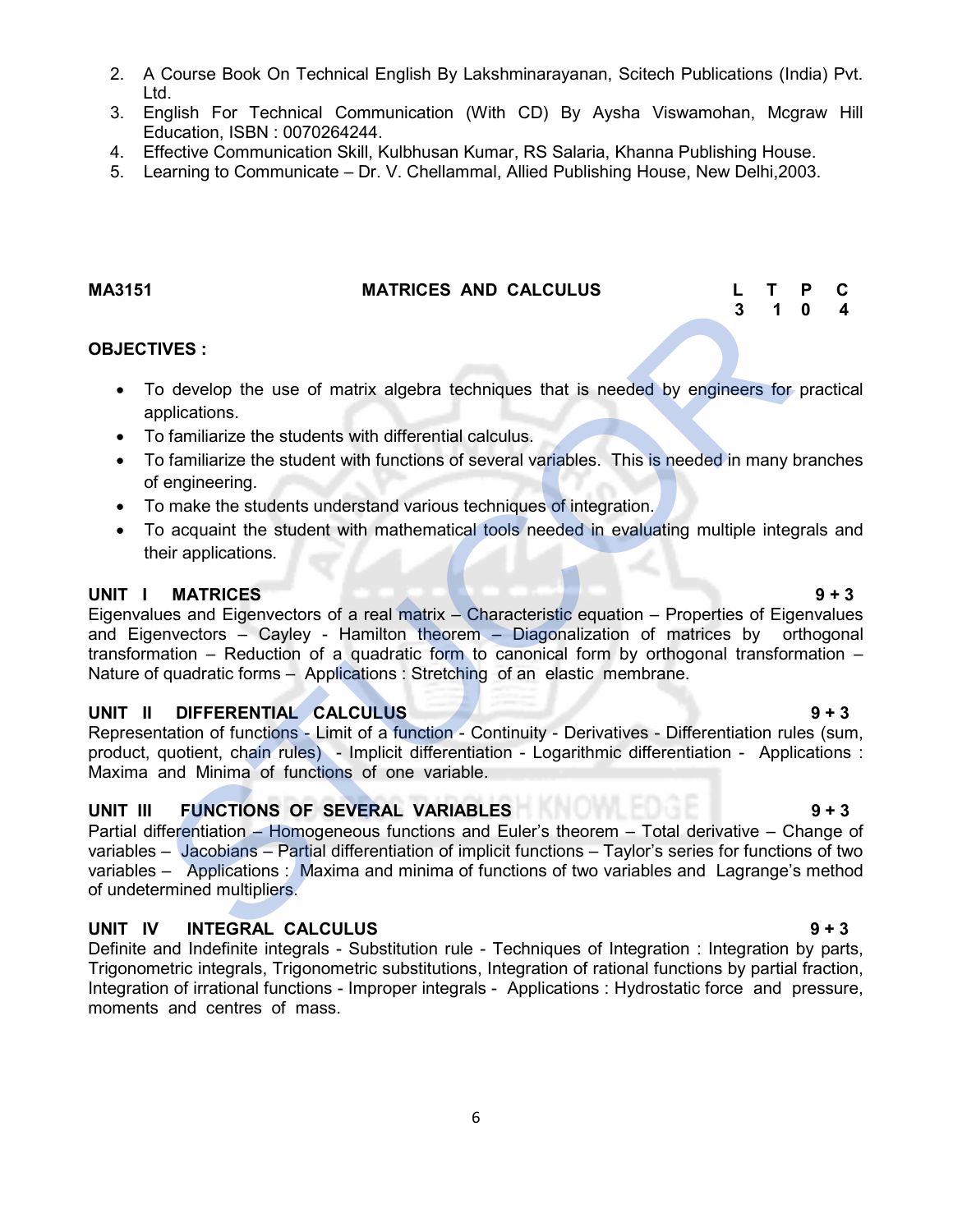2. A Course Book On Technical English By Lakshminarayanan, Scitech Publications (India) Pvt. Ltd.
3. English For Technical Communication (With CD) By Aysha Viswamohan, Mcgraw Hill Education, ISBN : 0070264244.
4. Effective Communication Skill, Kulbhusan Kumar, RS Salaria, Khanna Publishing House.
5. Learning to Communicate – Dr. V. Chellammal, Allied Publishing House, New Delhi,2003.

| MA3151 | MATRICES AND CALCULUS | L | T | P | C |
|---|---|---|---|---|---|
| | | 3 | 1 | 0 | 4 |

**OBJECTIVES :**

- To develop the use of matrix algebra techniques that is needed by engineers for practical applications.
- To familiarize the students with differential calculus.
- To familiarize the student with functions of several variables. This is needed in many branches of engineering.
- To make the students understand various techniques of integration.
- To acquaint the student with mathematical tools needed in evaluating multiple integrals and their applications.

**UNIT I MATRICES** **9 + 3**

Eigenvalues and Eigenvectors of a real matrix – Characteristic equation – Properties of Eigenvalues and Eigenvectors – Cayley - Hamilton theorem – Diagonalization of matrices by orthogonal transformation – Reduction of a quadratic form to canonical form by orthogonal transformation – Nature of quadratic forms – Applications : Stretching of an elastic membrane.

**UNIT II DIFFERENTIAL CALCULUS** **9 + 3**

Representation of functions - Limit of a function - Continuity - Derivatives - Differentiation rules (sum, product, quotient, chain rules) - Implicit differentiation - Logarithmic differentiation - Applications : Maxima and Minima of functions of one variable.

**UNIT III FUNCTIONS OF SEVERAL VARIABLES** **9 + 3**

Partial differentiation – Homogeneous functions and Euler's theorem – Total derivative – Change of variables – Jacobians – Partial differentiation of implicit functions – Taylor's series for functions of two variables – Applications : Maxima and minima of functions of two variables and Lagrange's method of undetermined multipliers.

**UNIT IV INTEGRAL CALCULUS** **9 + 3**

Definite and Indefinite integrals - Substitution rule - Techniques of Integration : Integration by parts, Trigonometric integrals, Trigonometric substitutions, Integration of rational functions by partial fraction, Integration of irrational functions - Improper integrals - Applications : Hydrostatic force and pressure, moments and centres of mass.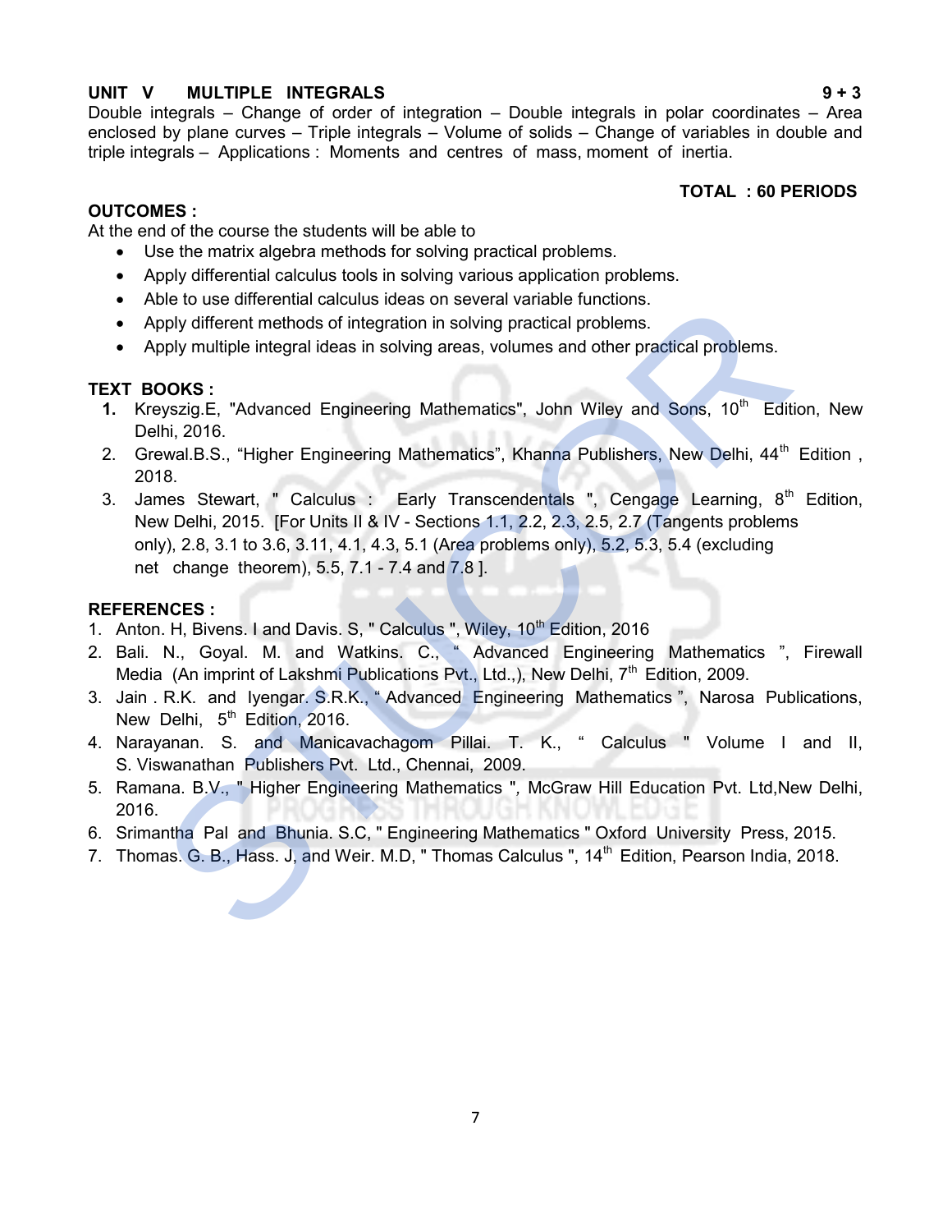**UNIT V MULTIPLE INTEGRALS** **9 + 3**

Double integrals – Change of order of integration – Double integrals in polar coordinates – Area enclosed by plane curves – Triple integrals – Volume of solids – Change of variables in double and triple integrals – Applications : Moments and centres of mass, moment of inertia.

**TOTAL : 60 PERIODS**

**OUTCOMES :**

At the end of the course the students will be able to

- Use the matrix algebra methods for solving practical problems.
- Apply differential calculus tools in solving various application problems.
- Able to use differential calculus ideas on several variable functions.
- Apply different methods of integration in solving practical problems.
- Apply multiple integral ideas in solving areas, volumes and other practical problems.

**TEXT BOOKS :**

1. Kreyszig.E, "Advanced Engineering Mathematics", John Wiley and Sons, 10th Edition, New Delhi, 2016.
2. Grewal.B.S., "Higher Engineering Mathematics", Khanna Publishers, New Delhi, 44th Edition , 2018.
3. James Stewart, " Calculus : Early Transcendentals ", Cengage Learning, 8th Edition, New Delhi, 2015. [For Units II & IV - Sections 1.1, 2.2, 2.3, 2.5, 2.7 (Tangents problems only), 2.8, 3.1 to 3.6, 3.11, 4.1, 4.3, 5.1 (Area problems only), 5.2, 5.3, 5.4 (excluding net change theorem), 5.5, 7.1 - 7.4 and 7.8 ].

**REFERENCES :**

1. Anton. H, Bivens. I and Davis. S, " Calculus ", Wiley, 10th Edition, 2016
2. Bali. N., Goyal. M. and Watkins. C., " Advanced Engineering Mathematics ", Firewall Media (An imprint of Lakshmi Publications Pvt., Ltd.,), New Delhi, 7th Edition, 2009.
3. Jain . R.K. and Iyengar. S.R.K., " Advanced Engineering Mathematics ", Narosa Publications, New Delhi, 5th Edition, 2016.
4. Narayanan. S. and Manicavachagom Pillai. T. K., " Calculus " Volume I and II, S. Viswanathan Publishers Pvt. Ltd., Chennai, 2009.
5. Ramana. B.V., " Higher Engineering Mathematics ", McGraw Hill Education Pvt. Ltd,New Delhi, 2016.
6. Srimantha Pal and Bhunia. S.C, " Engineering Mathematics " Oxford University Press, 2015.
7. Thomas. G. B., Hass. J, and Weir. M.D, " Thomas Calculus ", 14th Edition, Pearson India, 2018.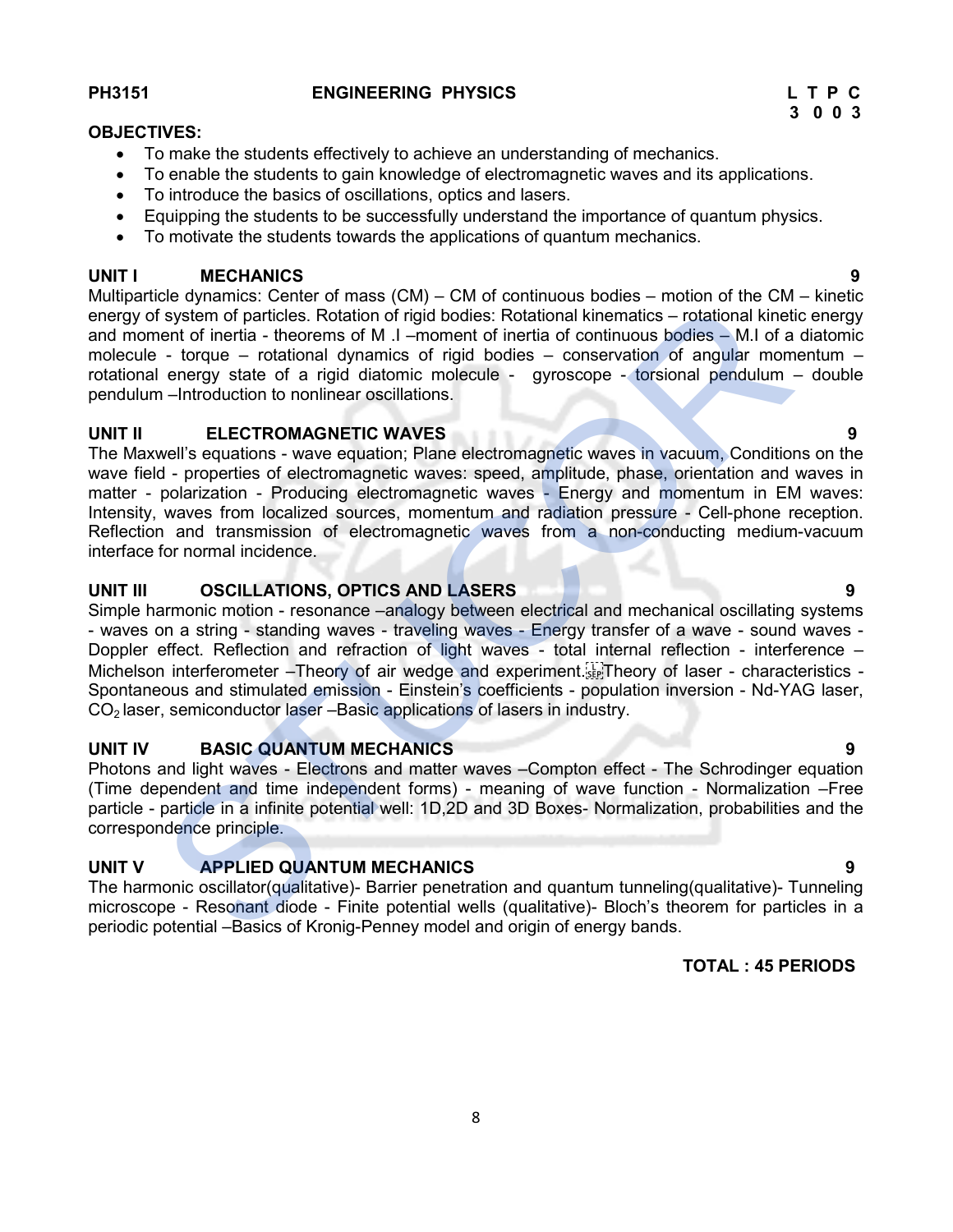**PH3151 ENGINEERING PHYSICS**

| L | T | P | C |
|---|---|---|---|
| 3 | 0 | 0 | 3 |

**OBJECTIVES:**

- To make the students effectively to achieve an understanding of mechanics.
- To enable the students to gain knowledge of electromagnetic waves and its applications.
- To introduce the basics of oscillations, optics and lasers.
- Equipping the students to be successfully understand the importance of quantum physics.
- To motivate the students towards the applications of quantum mechanics.

**UNIT I MECHANICS** **9**

Multiparticle dynamics: Center of mass (CM) – CM of continuous bodies – motion of the CM – kinetic energy of system of particles. Rotation of rigid bodies: Rotational kinematics – rotational kinetic energy and moment of inertia - theorems of M .I –moment of inertia of continuous bodies – M.I of a diatomic molecule - torque – rotational dynamics of rigid bodies – conservation of angular momentum – rotational energy state of a rigid diatomic molecule - gyroscope - torsional pendulum – double pendulum –Introduction to nonlinear oscillations.

**UNIT II ELECTROMAGNETIC WAVES** **9**

The Maxwell's equations - wave equation; Plane electromagnetic waves in vacuum, Conditions on the wave field - properties of electromagnetic waves: speed, amplitude, phase, orientation and waves in matter - polarization - Producing electromagnetic waves - Energy and momentum in EM waves: Intensity, waves from localized sources, momentum and radiation pressure - Cell-phone reception. Reflection and transmission of electromagnetic waves from a non-conducting medium-vacuum interface for normal incidence.

**UNIT III OSCILLATIONS, OPTICS AND LASERS** **9**

Simple harmonic motion - resonance –analogy between electrical and mechanical oscillating systems - waves on a string - standing waves - traveling waves - Energy transfer of a wave - sound waves - Doppler effect. Reflection and refraction of light waves - total internal reflection - interference – Michelson interferometer –Theory of air wedge and experiment. Theory of laser - characteristics - Spontaneous and stimulated emission - Einstein's coefficients - population inversion - Nd-YAG laser, $CO_2$ laser, semiconductor laser –Basic applications of lasers in industry.

**UNIT IV BASIC QUANTUM MECHANICS** **9**

Photons and light waves - Electrons and matter waves –Compton effect - The Schrodinger equation (Time dependent and time independent forms) - meaning of wave function - Normalization –Free particle - particle in a infinite potential well: 1D,2D and 3D Boxes- Normalization, probabilities and the correspondence principle.

**UNIT V APPLIED QUANTUM MECHANICS** **9**

The harmonic oscillator(qualitative)- Barrier penetration and quantum tunneling(qualitative)- Tunneling microscope - Resonant diode - Finite potential wells (qualitative)- Bloch's theorem for particles in a periodic potential –Basics of Kronig-Penney model and origin of energy bands.

**TOTAL : 45 PERIODS**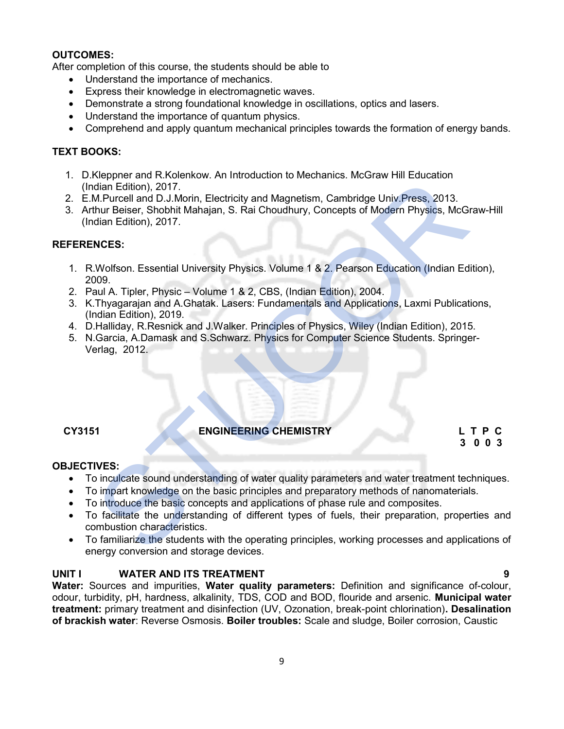**OUTCOMES:**
After completion of this course, the students should be able to

- Understand the importance of mechanics.
- Express their knowledge in electromagnetic waves.
- Demonstrate a strong foundational knowledge in oscillations, optics and lasers.
- Understand the importance of quantum physics.
- Comprehend and apply quantum mechanical principles towards the formation of energy bands.

**TEXT BOOKS:**

1. D.Kleppner and R.Kolenkow. An Introduction to Mechanics. McGraw Hill Education (Indian Edition), 2017.
2. E.M.Purcell and D.J.Morin, Electricity and Magnetism, Cambridge Univ.Press, 2013.
3. Arthur Beiser, Shobhit Mahajan, S. Rai Choudhury, Concepts of Modern Physics, McGraw-Hill (Indian Edition), 2017.

**REFERENCES:**

1. R.Wolfson. Essential University Physics. Volume 1 & 2. Pearson Education (Indian Edition), 2009.
2. Paul A. Tipler, Physic – Volume 1 & 2, CBS, (Indian Edition), 2004.
3. K.Thyagarajan and A.Ghatak. Lasers: Fundamentals and Applications, Laxmi Publications, (Indian Edition), 2019.
4. D.Halliday, R.Resnick and J.Walker. Principles of Physics, Wiley (Indian Edition), 2015.
5. N.Garcia, A.Damask and S.Schwarz. Physics for Computer Science Students. Springer-Verlag, 2012.

| CY3151 | ENGINEERING CHEMISTRY | L T P C |
|---|---|---|
| | | 3 0 0 3 |

**OBJECTIVES:**

- To inculcate sound understanding of water quality parameters and water treatment techniques.
- To impart knowledge on the basic principles and preparatory methods of nanomaterials.
- To introduce the basic concepts and applications of phase rule and composites.
- To facilitate the understanding of different types of fuels, their preparation, properties and combustion characteristics.
- To familiarize the students with the operating principles, working processes and applications of energy conversion and storage devices.

**UNIT I WATER AND ITS TREATMENT 9**

**Water:** Sources and impurities, **Water quality parameters:** Definition and significance of-colour, odour, turbidity, pH, hardness, alkalinity, TDS, COD and BOD, flouride and arsenic. **Municipal water treatment:** primary treatment and disinfection (UV, Ozonation, break-point chlorination). **Desalination of brackish water**: Reverse Osmosis. **Boiler troubles:** Scale and sludge, Boiler corrosion, Caustic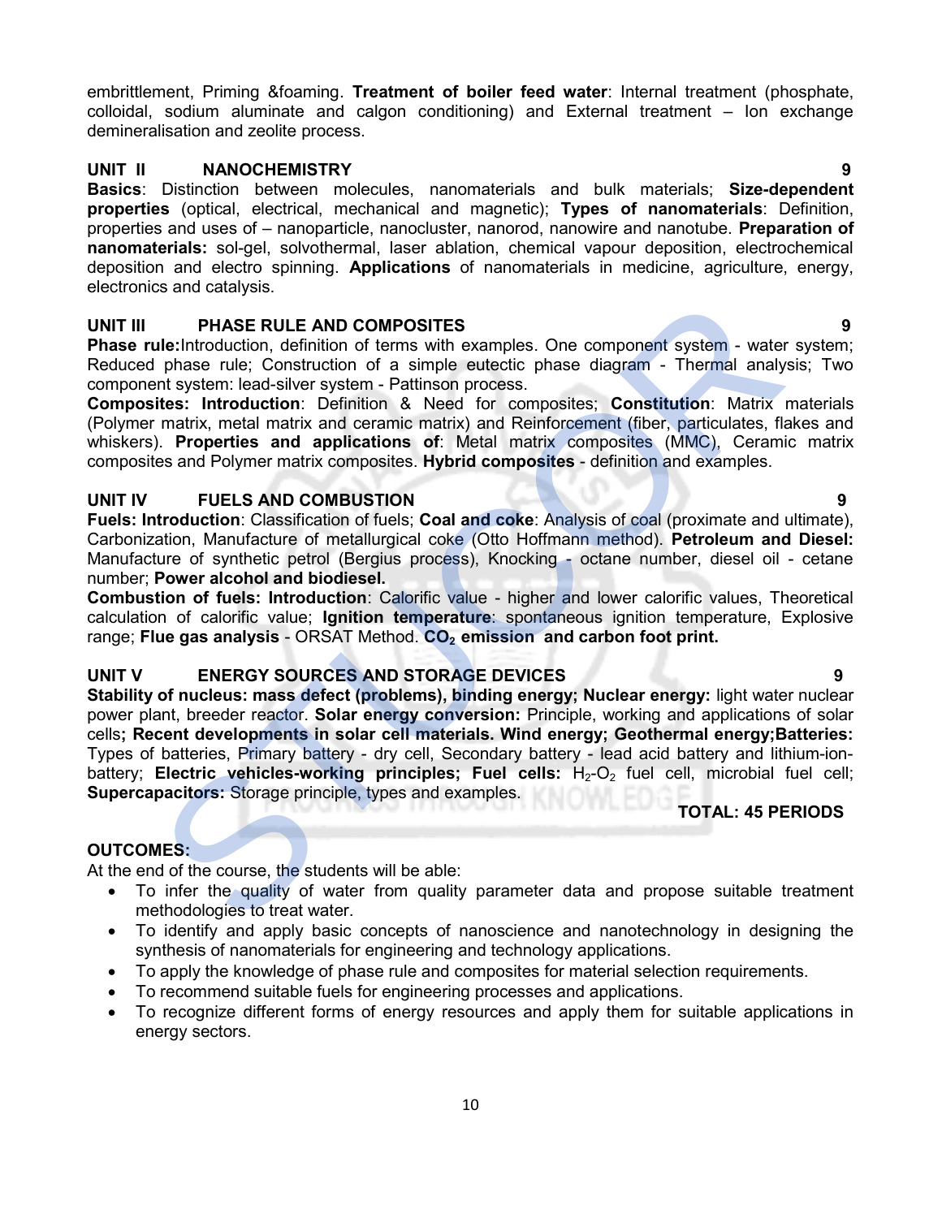embrittlement, Priming &foaming. **Treatment of boiler feed water**: Internal treatment (phosphate, colloidal, sodium aluminate and calgon conditioning) and External treatment – Ion exchange demineralisation and zeolite process.

## UNIT II NANOCHEMISTRY 9

**Basics**: Distinction between molecules, nanomaterials and bulk materials; **Size-dependent properties** (optical, electrical, mechanical and magnetic); **Types of nanomaterials**: Definition, properties and uses of – nanoparticle, nanocluster, nanorod, nanowire and nanotube. **Preparation of nanomaterials:** sol-gel, solvothermal, laser ablation, chemical vapour deposition, electrochemical deposition and electro spinning. **Applications** of nanomaterials in medicine, agriculture, energy, electronics and catalysis.

## UNIT III PHASE RULE AND COMPOSITES 9

**Phase rule:**Introduction, definition of terms with examples. One component system - water system; Reduced phase rule; Construction of a simple eutectic phase diagram - Thermal analysis; Two component system: lead-silver system - Pattinson process.

**Composites: Introduction**: Definition & Need for composites; **Constitution**: Matrix materials (Polymer matrix, metal matrix and ceramic matrix) and Reinforcement (fiber, particulates, flakes and whiskers). **Properties and applications of**: Metal matrix composites (MMC), Ceramic matrix composites and Polymer matrix composites. **Hybrid composites** - definition and examples.

## UNIT IV FUELS AND COMBUSTION 9

**Fuels: Introduction**: Classification of fuels; **Coal and coke**: Analysis of coal (proximate and ultimate), Carbonization, Manufacture of metallurgical coke (Otto Hoffmann method). **Petroleum and Diesel:** Manufacture of synthetic petrol (Bergius process), Knocking - octane number, diesel oil - cetane number; **Power alcohol and biodiesel.**

**Combustion of fuels: Introduction**: Calorific value - higher and lower calorific values, Theoretical calculation of calorific value; **Ignition temperature**: spontaneous ignition temperature, Explosive range; **Flue gas analysis** - ORSAT Method. **$CO_2$ emission and carbon foot print.**

## UNIT V ENERGY SOURCES AND STORAGE DEVICES 9

**Stability of nucleus: mass defect (problems), binding energy; Nuclear energy:** light water nuclear power plant, breeder reactor. **Solar energy conversion:** Principle, working and applications of solar cells**; Recent developments in solar cell materials. Wind energy; Geothermal energy;Batteries:** Types of batteries, Primary battery - dry cell, Secondary battery - lead acid battery and lithium-ion-battery; **Electric vehicles-working principles; Fuel cells:** $H_2$-$O_2$ fuel cell, microbial fuel cell; **Supercapacitors:** Storage principle, types and examples.

**TOTAL: 45 PERIODS**

## OUTCOMES:

At the end of the course, the students will be able:

- To infer the quality of water from quality parameter data and propose suitable treatment methodologies to treat water.
- To identify and apply basic concepts of nanoscience and nanotechnology in designing the synthesis of nanomaterials for engineering and technology applications.
- To apply the knowledge of phase rule and composites for material selection requirements.
- To recommend suitable fuels for engineering processes and applications.
- To recognize different forms of energy resources and apply them for suitable applications in energy sectors.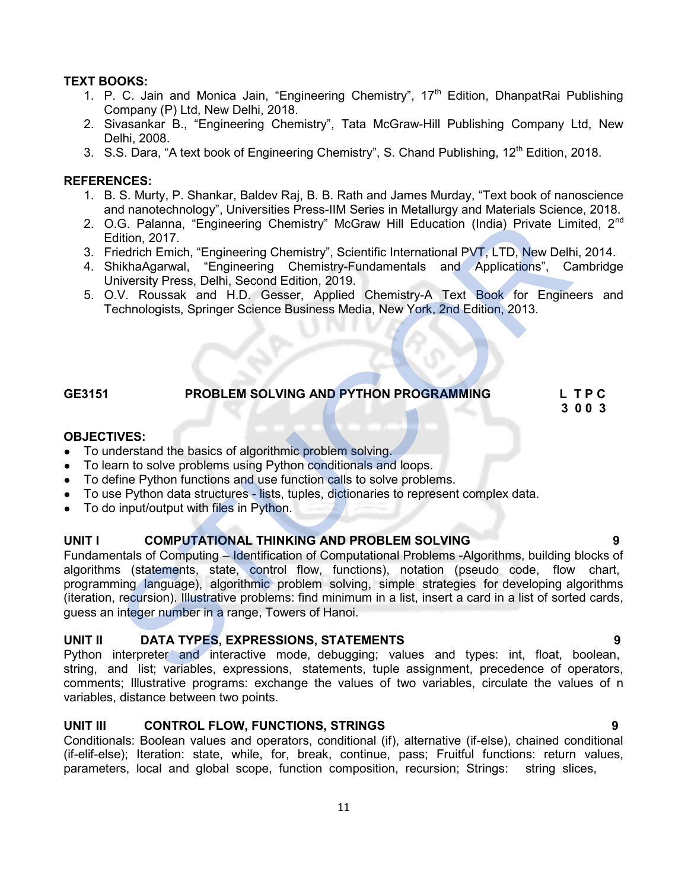**TEXT BOOKS:**

1. P. C. Jain and Monica Jain, "Engineering Chemistry", 17th Edition, DhanpatRai Publishing Company (P) Ltd, New Delhi, 2018.
2. Sivasankar B., "Engineering Chemistry", Tata McGraw-Hill Publishing Company Ltd, New Delhi, 2008.
3. S.S. Dara, "A text book of Engineering Chemistry", S. Chand Publishing, 12th Edition, 2018.

**REFERENCES:**

1. B. S. Murty, P. Shankar, Baldev Raj, B. B. Rath and James Murday, "Text book of nanoscience and nanotechnology", Universities Press-IIM Series in Metallurgy and Materials Science, 2018.
2. O.G. Palanna, "Engineering Chemistry" McGraw Hill Education (India) Private Limited, 2nd Edition, 2017.
3. Friedrich Emich, "Engineering Chemistry", Scientific International PVT, LTD, New Delhi, 2014.
4. ShikhaAgarwal, "Engineering Chemistry-Fundamentals and Applications", Cambridge University Press, Delhi, Second Edition, 2019.
5. O.V. Roussak and H.D. Gesser, Applied Chemistry-A Text Book for Engineers and Technologists, Springer Science Business Media, New York, 2nd Edition, 2013.

**GE3151 PROBLEM SOLVING AND PYTHON PROGRAMMING**

| L | T | P | C |
|---|---|---|---|
| 3 | 0 | 0 | 3 |

**OBJECTIVES:**

- To understand the basics of algorithmic problem solving.
- To learn to solve problems using Python conditionals and loops.
- To define Python functions and use function calls to solve problems.
- To use Python data structures - lists, tuples, dictionaries to represent complex data.
- To do input/output with files in Python.

**UNIT I COMPUTATIONAL THINKING AND PROBLEM SOLVING 9**

Fundamentals of Computing – Identification of Computational Problems -Algorithms, building blocks of algorithms (statements, state, control flow, functions), notation (pseudo code, flow chart, programming language), algorithmic problem solving, simple strategies for developing algorithms (iteration, recursion). Illustrative problems: find minimum in a list, insert a card in a list of sorted cards, guess an integer number in a range, Towers of Hanoi.

**UNIT II DATA TYPES, EXPRESSIONS, STATEMENTS 9**

Python interpreter and interactive mode, debugging; values and types: int, float, boolean, string, and list; variables, expressions, statements, tuple assignment, precedence of operators, comments; Illustrative programs: exchange the values of two variables, circulate the values of n variables, distance between two points.

**UNIT III CONTROL FLOW, FUNCTIONS, STRINGS 9**

Conditionals: Boolean values and operators, conditional (if), alternative (if-else), chained conditional (if-elif-else); Iteration: state, while, for, break, continue, pass; Fruitful functions: return values, parameters, local and global scope, function composition, recursion; Strings: string slices,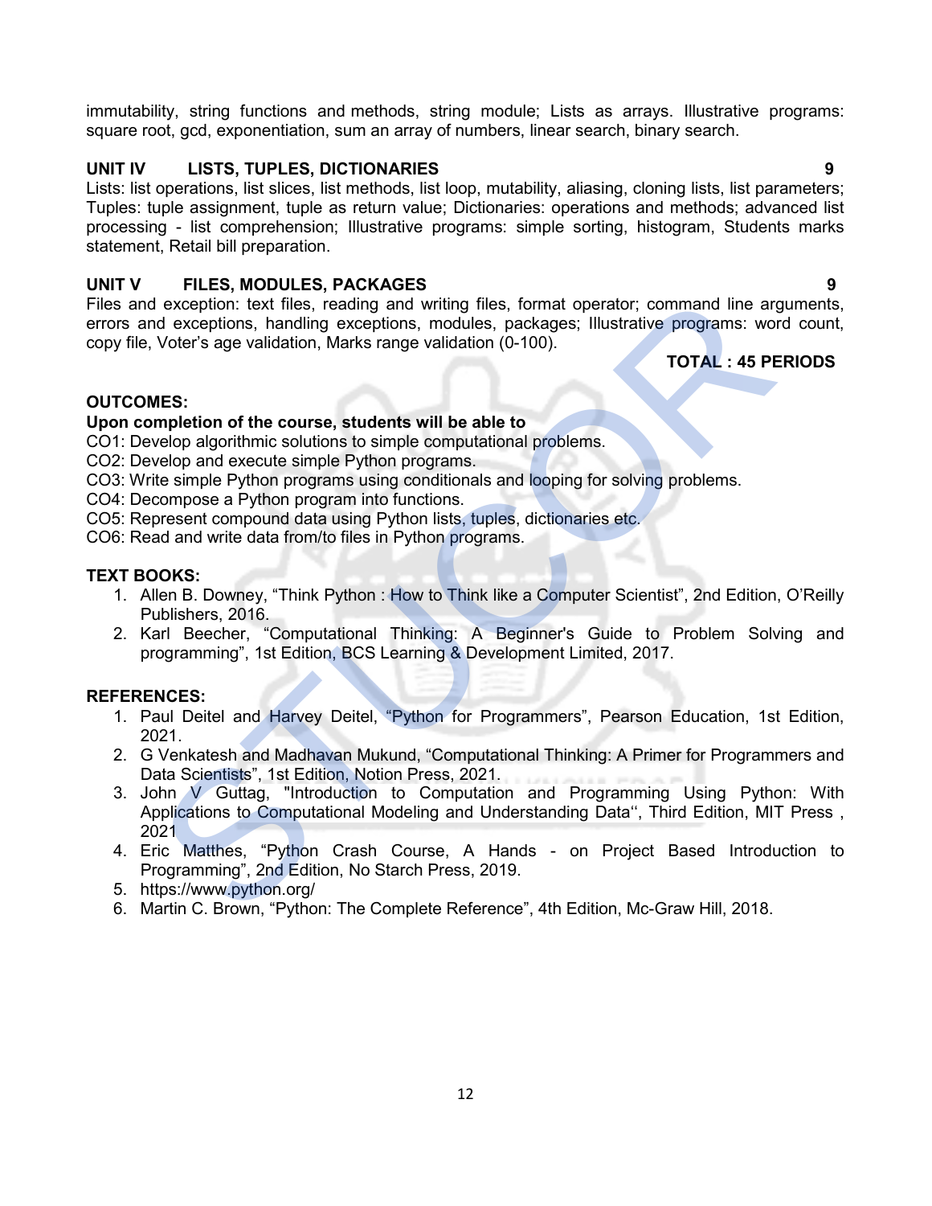immutability, string functions and methods, string module; Lists as arrays. Illustrative programs: square root, gcd, exponentiation, sum an array of numbers, linear search, binary search.

**UNIT IV LISTS, TUPLES, DICTIONARIES 9**

Lists: list operations, list slices, list methods, list loop, mutability, aliasing, cloning lists, list parameters; Tuples: tuple assignment, tuple as return value; Dictionaries: operations and methods; advanced list processing - list comprehension; Illustrative programs: simple sorting, histogram, Students marks statement, Retail bill preparation.

**UNIT V FILES, MODULES, PACKAGES 9**

Files and exception: text files, reading and writing files, format operator; command line arguments, errors and exceptions, handling exceptions, modules, packages; Illustrative programs: word count, copy file, Voter's age validation, Marks range validation (0-100).

**TOTAL : 45 PERIODS**

**OUTCOMES:**

**Upon completion of the course, students will be able to**

CO1: Develop algorithmic solutions to simple computational problems.
CO2: Develop and execute simple Python programs.
CO3: Write simple Python programs using conditionals and looping for solving problems.
CO4: Decompose a Python program into functions.
CO5: Represent compound data using Python lists, tuples, dictionaries etc.
CO6: Read and write data from/to files in Python programs.

**TEXT BOOKS:**

1. Allen B. Downey, "Think Python : How to Think like a Computer Scientist", 2nd Edition, O'Reilly Publishers, 2016.
2. Karl Beecher, "Computational Thinking: A Beginner's Guide to Problem Solving and programming", 1st Edition, BCS Learning & Development Limited, 2017.

**REFERENCES:**

1. Paul Deitel and Harvey Deitel, "Python for Programmers", Pearson Education, 1st Edition, 2021.
2. G Venkatesh and Madhavan Mukund, "Computational Thinking: A Primer for Programmers and Data Scientists", 1st Edition, Notion Press, 2021.
3. John V Guttag, "Introduction to Computation and Programming Using Python: With Applications to Computational Modeling and Understanding Data'', Third Edition, MIT Press , 2021
4. Eric Matthes, "Python Crash Course, A Hands - on Project Based Introduction to Programming", 2nd Edition, No Starch Press, 2019.
5. https://www.python.org/
6. Martin C. Brown, "Python: The Complete Reference", 4th Edition, Mc-Graw Hill, 2018.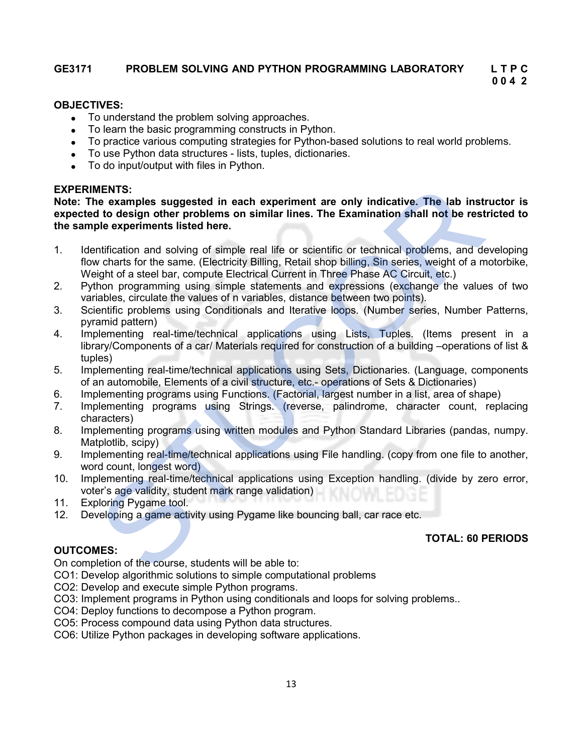**GE3171 PROBLEM SOLVING AND PYTHON PROGRAMMING LABORATORY**

**L T P C**
**0 0 4 2**

**OBJECTIVES:**

- To understand the problem solving approaches.
- To learn the basic programming constructs in Python.
- To practice various computing strategies for Python-based solutions to real world problems.
- To use Python data structures - lists, tuples, dictionaries.
- To do input/output with files in Python.

**EXPERIMENTS:**

**Note: The examples suggested in each experiment are only indicative. The lab instructor is expected to design other problems on similar lines. The Examination shall not be restricted to the sample experiments listed here.**

1. Identification and solving of simple real life or scientific or technical problems, and developing flow charts for the same. (Electricity Billing, Retail shop billing, Sin series, weight of a motorbike, Weight of a steel bar, compute Electrical Current in Three Phase AC Circuit, etc.)
2. Python programming using simple statements and expressions (exchange the values of two variables, circulate the values of n variables, distance between two points).
3. Scientific problems using Conditionals and Iterative loops. (Number series, Number Patterns, pyramid pattern)
4. Implementing real-time/technical applications using Lists, Tuples. (Items present in a library/Components of a car/ Materials required for construction of a building –operations of list & tuples)
5. Implementing real-time/technical applications using Sets, Dictionaries. (Language, components of an automobile, Elements of a civil structure, etc.- operations of Sets & Dictionaries)
6. Implementing programs using Functions. (Factorial, largest number in a list, area of shape)
7. Implementing programs using Strings. (reverse, palindrome, character count, replacing characters)
8. Implementing programs using written modules and Python Standard Libraries (pandas, numpy. Matplotlib, scipy)
9. Implementing real-time/technical applications using File handling. (copy from one file to another, word count, longest word)
10. Implementing real-time/technical applications using Exception handling. (divide by zero error, voter's age validity, student mark range validation)
11. Exploring Pygame tool.
12. Developing a game activity using Pygame like bouncing ball, car race etc.

**TOTAL: 60 PERIODS**

**OUTCOMES:**

On completion of the course, students will be able to:

CO1: Develop algorithmic solutions to simple computational problems

CO2: Develop and execute simple Python programs.

CO3: Implement programs in Python using conditionals and loops for solving problems..

CO4: Deploy functions to decompose a Python program.

CO5: Process compound data using Python data structures.

CO6: Utilize Python packages in developing software applications.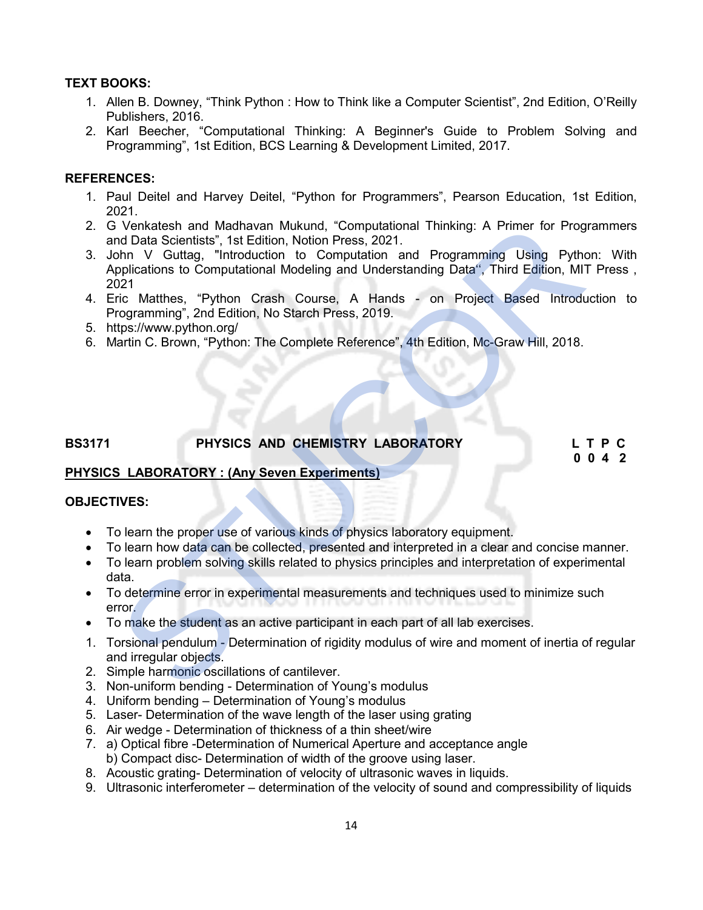**TEXT BOOKS:**

1. Allen B. Downey, “Think Python : How to Think like a Computer Scientist”, 2nd Edition, O’Reilly Publishers, 2016.
2. Karl Beecher, “Computational Thinking: A Beginner's Guide to Problem Solving and Programming”, 1st Edition, BCS Learning & Development Limited, 2017.

**REFERENCES:**

1. Paul Deitel and Harvey Deitel, “Python for Programmers”, Pearson Education, 1st Edition, 2021.
2. G Venkatesh and Madhavan Mukund, “Computational Thinking: A Primer for Programmers and Data Scientists”, 1st Edition, Notion Press, 2021.
3. John V Guttag, "Introduction to Computation and Programming Using Python: With Applications to Computational Modeling and Understanding Data‘‘, Third Edition, MIT Press , 2021
4. Eric Matthes, “Python Crash Course, A Hands - on Project Based Introduction to Programming”, 2nd Edition, No Starch Press, 2019.
5. https://www.python.org/
6. Martin C. Brown, “Python: The Complete Reference”, 4th Edition, Mc-Graw Hill, 2018.

**BS3171 PHYSICS AND CHEMISTRY LABORATORY**

| L | T | P | C |
|---|---|---|---|
| 0 | 0 | 4 | 2 |

**PHYSICS LABORATORY : (Any Seven Experiments)**

**OBJECTIVES:**

- To learn the proper use of various kinds of physics laboratory equipment.
- To learn how data can be collected, presented and interpreted in a clear and concise manner.
- To learn problem solving skills related to physics principles and interpretation of experimental data.
- To determine error in experimental measurements and techniques used to minimize such error.
- To make the student as an active participant in each part of all lab exercises.

1. Torsional pendulum - Determination of rigidity modulus of wire and moment of inertia of regular and irregular objects.
2. Simple harmonic oscillations of cantilever.
3. Non-uniform bending - Determination of Young’s modulus
4. Uniform bending – Determination of Young’s modulus
5. Laser- Determination of the wave length of the laser using grating
6. Air wedge - Determination of thickness of a thin sheet/wire
7. a) Optical fibre -Determination of Numerical Aperture and acceptance angle
   b) Compact disc- Determination of width of the groove using laser.
8. Acoustic grating- Determination of velocity of ultrasonic waves in liquids.
9. Ultrasonic interferometer – determination of the velocity of sound and compressibility of liquids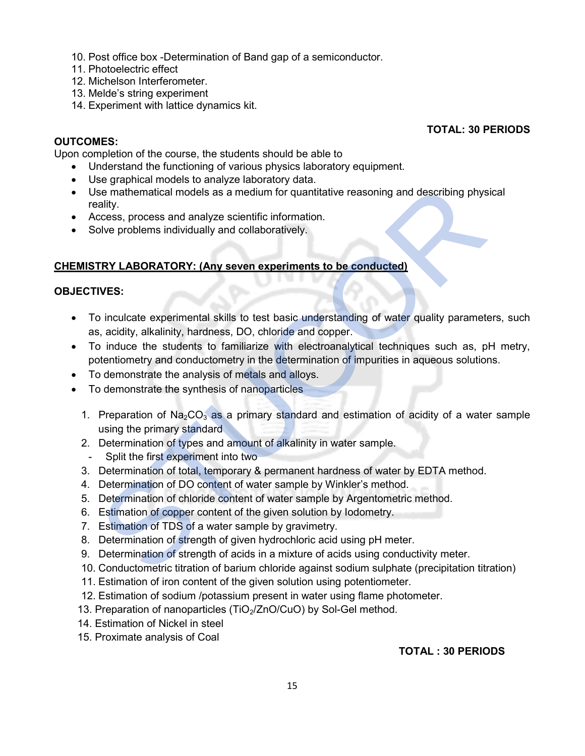10. Post office box -Determination of Band gap of a semiconductor.
11. Photoelectric effect
12. Michelson Interferometer.
13. Melde's string experiment
14. Experiment with lattice dynamics kit.

**TOTAL: 30 PERIODS**

**OUTCOMES:**

Upon completion of the course, the students should be able to

- Understand the functioning of various physics laboratory equipment.
- Use graphical models to analyze laboratory data.
- Use mathematical models as a medium for quantitative reasoning and describing physical reality.
- Access, process and analyze scientific information.
- Solve problems individually and collaboratively.

**CHEMISTRY LABORATORY: (Any seven experiments to be conducted)**

**OBJECTIVES:**

- To inculcate experimental skills to test basic understanding of water quality parameters, such as, acidity, alkalinity, hardness, DO, chloride and copper.
- To induce the students to familiarize with electroanalytical techniques such as, pH metry, potentiometry and conductometry in the determination of impurities in aqueous solutions.
- To demonstrate the analysis of metals and alloys.
- To demonstrate the synthesis of nanoparticles

1. Preparation of $Na_2CO_3$ as a primary standard and estimation of acidity of a water sample using the primary standard
2. Determination of types and amount of alkalinity in water sample.
   - Split the first experiment into two
3. Determination of total, temporary & permanent hardness of water by EDTA method.
4. Determination of DO content of water sample by Winkler's method.
5. Determination of chloride content of water sample by Argentometric method.
6. Estimation of copper content of the given solution by Iodometry.
7. Estimation of TDS of a water sample by gravimetry.
8. Determination of strength of given hydrochloric acid using pH meter.
9. Determination of strength of acids in a mixture of acids using conductivity meter.
10. Conductometric titration of barium chloride against sodium sulphate (precipitation titration)
11. Estimation of iron content of the given solution using potentiometer.
12. Estimation of sodium /potassium present in water using flame photometer.
13. Preparation of nanoparticles ($TiO_2$/ZnO/CuO) by Sol-Gel method.
14. Estimation of Nickel in steel
15. Proximate analysis of Coal

**TOTAL : 30 PERIODS**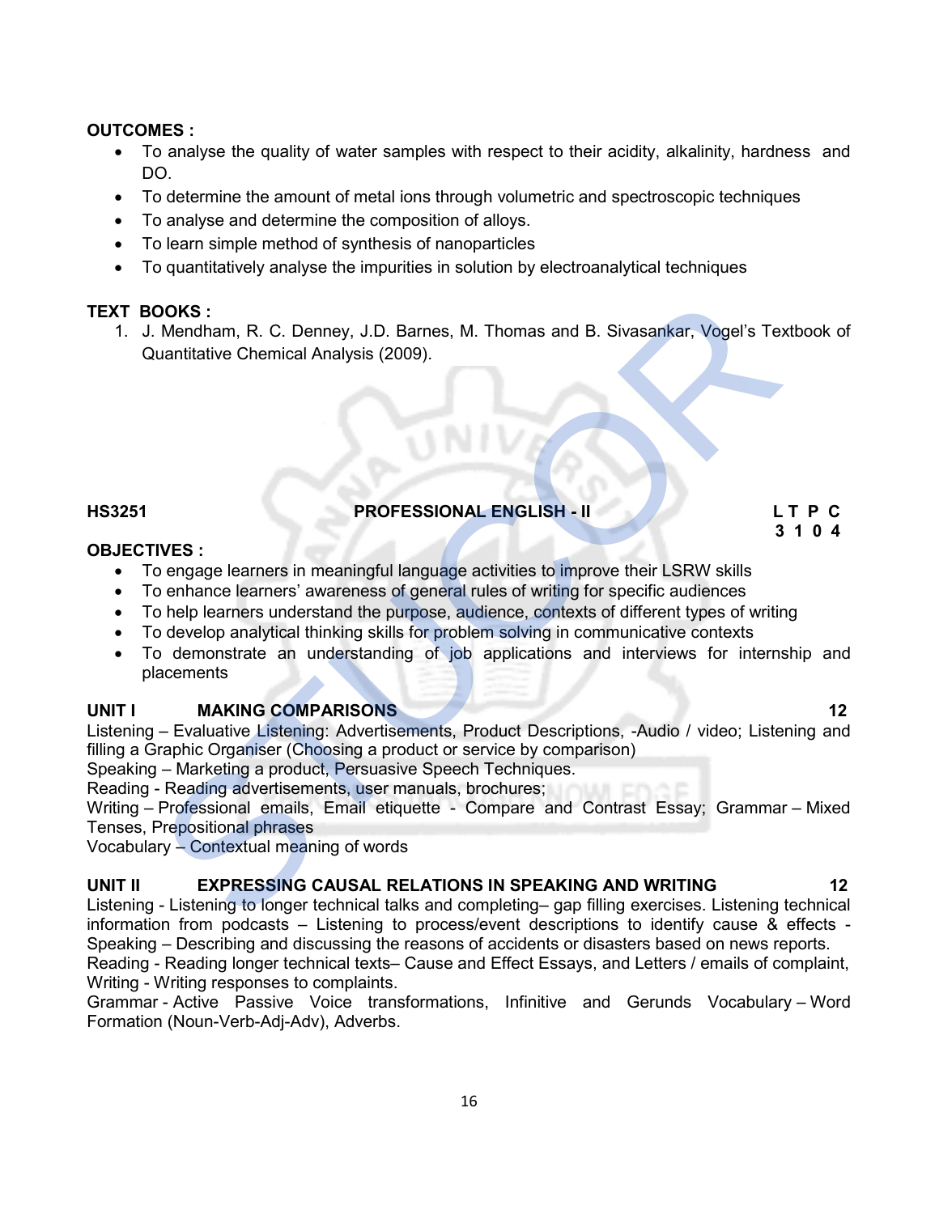**OUTCOMES :**

- To analyse the quality of water samples with respect to their acidity, alkalinity, hardness and DO.
- To determine the amount of metal ions through volumetric and spectroscopic techniques
- To analyse and determine the composition of alloys.
- To learn simple method of synthesis of nanoparticles
- To quantitatively analyse the impurities in solution by electroanalytical techniques

**TEXT BOOKS :**

1. J. Mendham, R. C. Denney, J.D. Barnes, M. Thomas and B. Sivasankar, Vogel's Textbook of Quantitative Chemical Analysis (2009).

## HS3251 PROFESSIONAL ENGLISH - II

**L T P C**
**3 1 0 4**

**OBJECTIVES :**

- To engage learners in meaningful language activities to improve their LSRW skills
- To enhance learners' awareness of general rules of writing for specific audiences
- To help learners understand the purpose, audience, contexts of different types of writing
- To develop analytical thinking skills for problem solving in communicative contexts
- To demonstrate an understanding of job applications and interviews for internship and placements

**UNIT I MAKING COMPARISONS 12**

Listening – Evaluative Listening: Advertisements, Product Descriptions, -Audio / video; Listening and filling a Graphic Organiser (Choosing a product or service by comparison)
Speaking – Marketing a product, Persuasive Speech Techniques.
Reading - Reading advertisements, user manuals, brochures;
Writing – Professional emails, Email etiquette - Compare and Contrast Essay; Grammar – Mixed Tenses, Prepositional phrases
Vocabulary – Contextual meaning of words

**UNIT II EXPRESSING CAUSAL RELATIONS IN SPEAKING AND WRITING 12**

Listening - Listening to longer technical talks and completing– gap filling exercises. Listening technical information from podcasts – Listening to process/event descriptions to identify cause & effects - Speaking – Describing and discussing the reasons of accidents or disasters based on news reports.
Reading - Reading longer technical texts– Cause and Effect Essays, and Letters / emails of complaint,
Writing - Writing responses to complaints.
Grammar - Active Passive Voice transformations, Infinitive and Gerunds Vocabulary – Word Formation (Noun-Verb-Adj-Adv), Adverbs.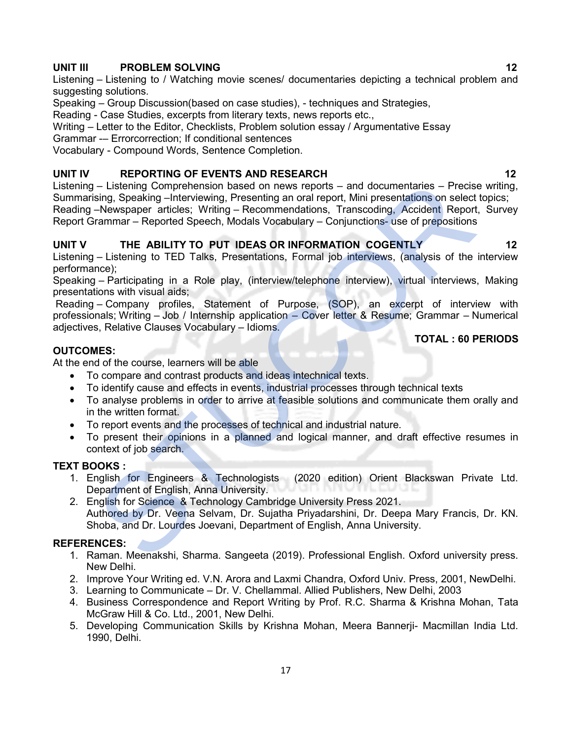**UNIT III PROBLEM SOLVING 12**

Listening – Listening to / Watching movie scenes/ documentaries depicting a technical problem and suggesting solutions.

Speaking – Group Discussion(based on case studies), - techniques and Strategies,

Reading - Case Studies, excerpts from literary texts, news reports etc.,

Writing – Letter to the Editor, Checklists, Problem solution essay / Argumentative Essay

Grammar -– Errorcorrection; If conditional sentences

Vocabulary - Compound Words, Sentence Completion.

**UNIT IV REPORTING OF EVENTS AND RESEARCH 12**

Listening – Listening Comprehension based on news reports – and documentaries – Precise writing, Summarising, Speaking –Interviewing, Presenting an oral report, Mini presentations on select topics; Reading –Newspaper articles; Writing – Recommendations, Transcoding, Accident Report, Survey Report Grammar – Reported Speech, Modals Vocabulary – Conjunctions- use of prepositions

**UNIT V THE ABILITY TO PUT IDEAS OR INFORMATION COGENTLY 12**

Listening – Listening to TED Talks, Presentations, Formal job interviews, (analysis of the interview performance);

Speaking – Participating in a Role play, (interview/telephone interview), virtual interviews, Making presentations with visual aids;

Reading – Company profiles, Statement of Purpose, (SOP), an excerpt of interview with professionals; Writing – Job / Internship application – Cover letter & Resume; Grammar – Numerical adjectives, Relative Clauses Vocabulary – Idioms.

**TOTAL : 60 PERIODS**

**OUTCOMES:**

At the end of the course, learners will be able

- To compare and contrast products and ideas intechnical texts.
- To identify cause and effects in events, industrial processes through technical texts
- To analyse problems in order to arrive at feasible solutions and communicate them orally and in the written format.
- To report events and the processes of technical and industrial nature.
- To present their opinions in a planned and logical manner, and draft effective resumes in context of job search.

**TEXT BOOKS :**

1. English for Engineers & Technologists (2020 edition) Orient Blackswan Private Ltd. Department of English, Anna University.
2. English for Science & Technology Cambridge University Press 2021.
   Authored by Dr. Veena Selvam, Dr. Sujatha Priyadarshini, Dr. Deepa Mary Francis, Dr. KN. Shoba, and Dr. Lourdes Joevani, Department of English, Anna University.

**REFERENCES:**

1. Raman. Meenakshi, Sharma. Sangeeta (2019). Professional English. Oxford university press. New Delhi.
2. Improve Your Writing ed. V.N. Arora and Laxmi Chandra, Oxford Univ. Press, 2001, NewDelhi.
3. Learning to Communicate – Dr. V. Chellammal. Allied Publishers, New Delhi, 2003
4. Business Correspondence and Report Writing by Prof. R.C. Sharma & Krishna Mohan, Tata McGraw Hill & Co. Ltd., 2001, New Delhi.
5. Developing Communication Skills by Krishna Mohan, Meera Bannerji- Macmillan India Ltd. 1990, Delhi.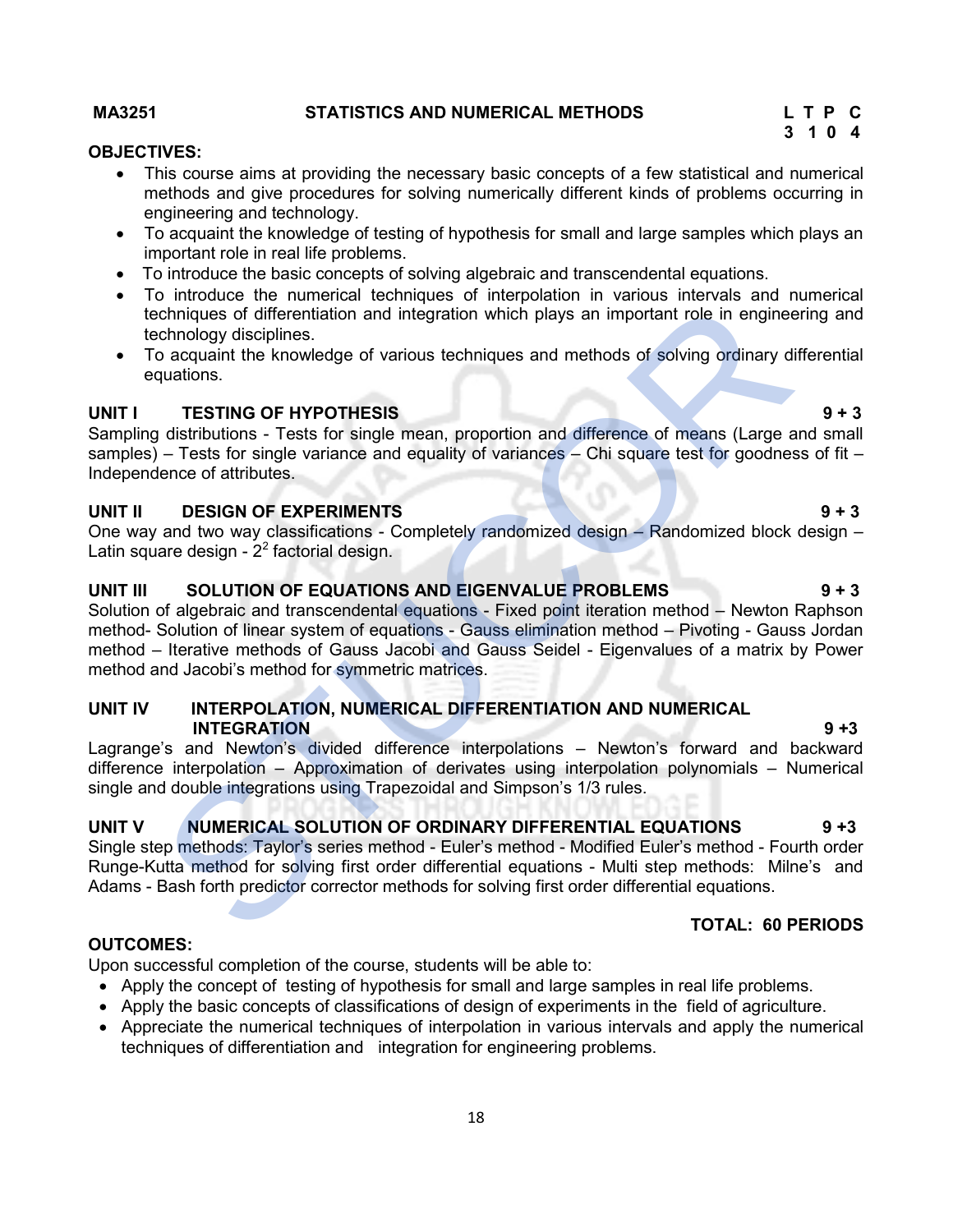**MA3251 STATISTICS AND NUMERICAL METHODS**

| L | T | P | C |
|---|---|---|---|
| 3 | 1 | 0 | 4 |

**OBJECTIVES:**

- This course aims at providing the necessary basic concepts of a few statistical and numerical methods and give procedures for solving numerically different kinds of problems occurring in engineering and technology.
- To acquaint the knowledge of testing of hypothesis for small and large samples which plays an important role in real life problems.
- To introduce the basic concepts of solving algebraic and transcendental equations.
- To introduce the numerical techniques of interpolation in various intervals and numerical techniques of differentiation and integration which plays an important role in engineering and technology disciplines.
- To acquaint the knowledge of various techniques and methods of solving ordinary differential equations.

**UNIT I TESTING OF HYPOTHESIS 9 + 3**

Sampling distributions - Tests for single mean, proportion and difference of means (Large and small samples) – Tests for single variance and equality of variances – Chi square test for goodness of fit – Independence of attributes.

**UNIT II DESIGN OF EXPERIMENTS 9 + 3**

One way and two way classifications - Completely randomized design – Randomized block design – Latin square design - $2^2$ factorial design.

**UNIT III SOLUTION OF EQUATIONS AND EIGENVALUE PROBLEMS 9 + 3**

Solution of algebraic and transcendental equations - Fixed point iteration method – Newton Raphson method- Solution of linear system of equations - Gauss elimination method – Pivoting - Gauss Jordan method – Iterative methods of Gauss Jacobi and Gauss Seidel - Eigenvalues of a matrix by Power method and Jacobi's method for symmetric matrices.

**UNIT IV INTERPOLATION, NUMERICAL DIFFERENTIATION AND NUMERICAL INTEGRATION 9 +3**

Lagrange's and Newton's divided difference interpolations – Newton's forward and backward difference interpolation – Approximation of derivates using interpolation polynomials – Numerical single and double integrations using Trapezoidal and Simpson's 1/3 rules.

**UNIT V NUMERICAL SOLUTION OF ORDINARY DIFFERENTIAL EQUATIONS 9 +3**

Single step methods: Taylor's series method - Euler's method - Modified Euler's method - Fourth order Runge-Kutta method for solving first order differential equations - Multi step methods: Milne's and Adams - Bash forth predictor corrector methods for solving first order differential equations.

**TOTAL: 60 PERIODS**

**OUTCOMES:**

Upon successful completion of the course, students will be able to:

- Apply the concept of testing of hypothesis for small and large samples in real life problems.
- Apply the basic concepts of classifications of design of experiments in the field of agriculture.
- Appreciate the numerical techniques of interpolation in various intervals and apply the numerical techniques of differentiation and integration for engineering problems.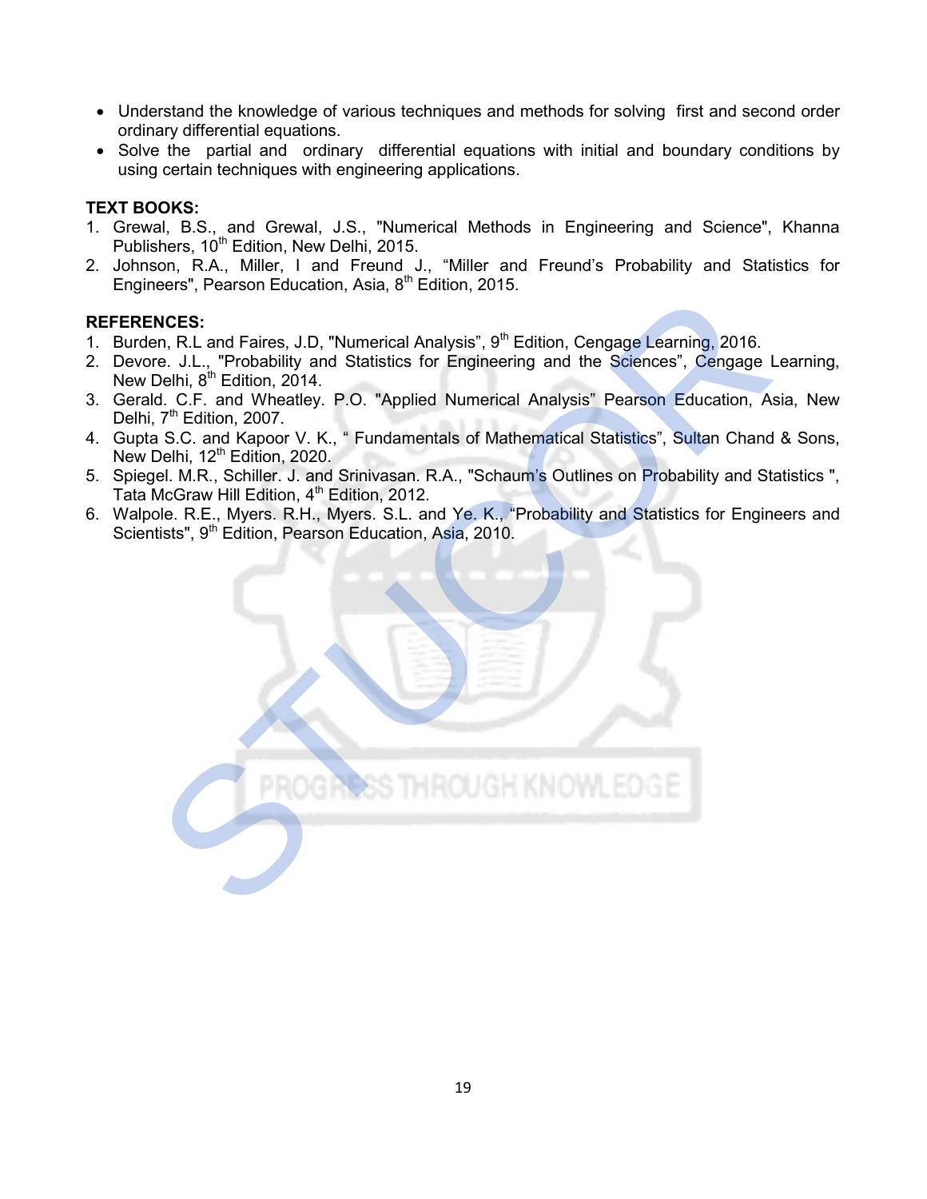- Understand the knowledge of various techniques and methods for solving first and second order ordinary differential equations.
- Solve the partial and ordinary differential equations with initial and boundary conditions by using certain techniques with engineering applications.

**TEXT BOOKS:**

1. Grewal, B.S., and Grewal, J.S., "Numerical Methods in Engineering and Science", Khanna Publishers, 10th Edition, New Delhi, 2015.
2. Johnson, R.A., Miller, I and Freund J., "Miller and Freund's Probability and Statistics for Engineers", Pearson Education, Asia, 8th Edition, 2015.

**REFERENCES:**

1. Burden, R.L and Faires, J.D, "Numerical Analysis", 9th Edition, Cengage Learning, 2016.
2. Devore. J.L., "Probability and Statistics for Engineering and the Sciences", Cengage Learning, New Delhi, 8th Edition, 2014.
3. Gerald. C.F. and Wheatley. P.O. "Applied Numerical Analysis" Pearson Education, Asia, New Delhi, 7th Edition, 2007.
4. Gupta S.C. and Kapoor V. K., " Fundamentals of Mathematical Statistics", Sultan Chand & Sons, New Delhi, 12th Edition, 2020.
5. Spiegel. M.R., Schiller. J. and Srinivasan. R.A., "Schaum's Outlines on Probability and Statistics ", Tata McGraw Hill Edition, 4th Edition, 2012.
6. Walpole. R.E., Myers. R.H., Myers. S.L. and Ye. K., "Probability and Statistics for Engineers and Scientists", 9th Edition, Pearson Education, Asia, 2010.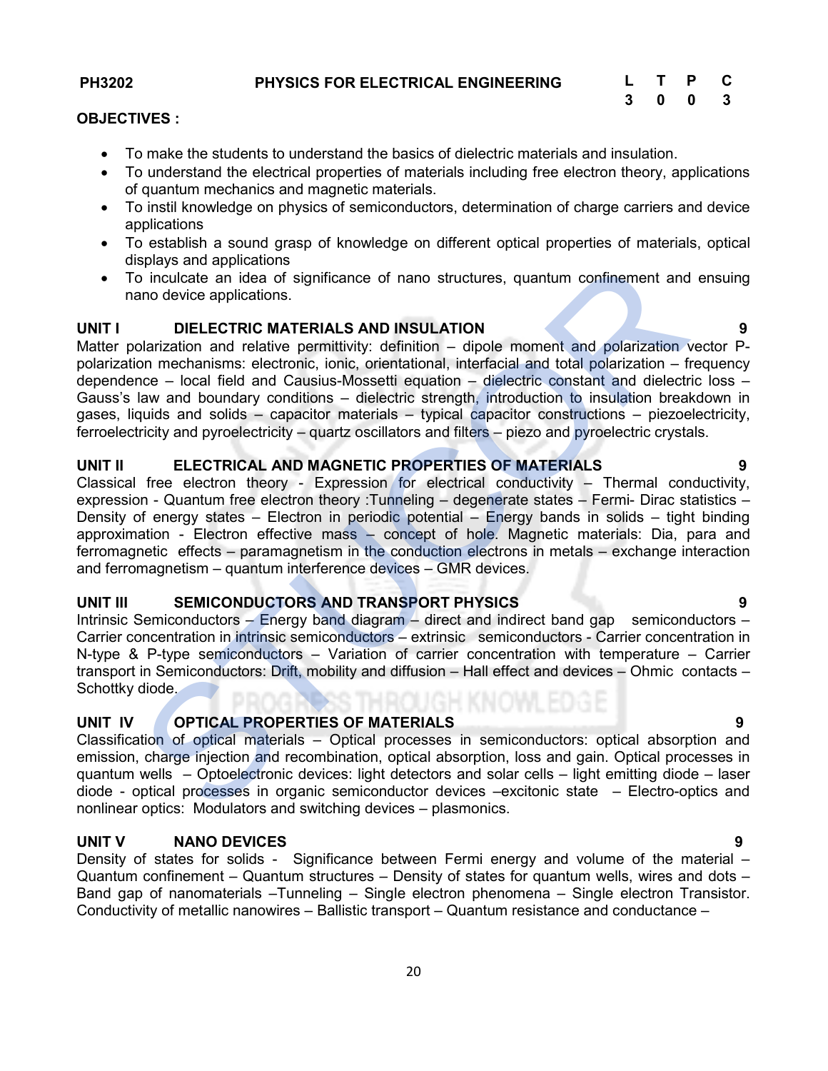**PH3202 PHYSICS FOR ELECTRICAL ENGINEERING**

| L | T | P | C |
|---|---|---|---|
| 3 | 0 | 0 | 3 |

**OBJECTIVES :**

- To make the students to understand the basics of dielectric materials and insulation.
- To understand the electrical properties of materials including free electron theory, applications of quantum mechanics and magnetic materials.
- To instil knowledge on physics of semiconductors, determination of charge carriers and device applications
- To establish a sound grasp of knowledge on different optical properties of materials, optical displays and applications
- To inculcate an idea of significance of nano structures, quantum confinement and ensuing nano device applications.

**UNIT I DIELECTRIC MATERIALS AND INSULATION 9**

Matter polarization and relative permittivity: definition – dipole moment and polarization vector P-polarization mechanisms: electronic, ionic, orientational, interfacial and total polarization – frequency dependence – local field and Causius-Mossetti equation – dielectric constant and dielectric loss – Gauss's law and boundary conditions – dielectric strength, introduction to insulation breakdown in gases, liquids and solids – capacitor materials – typical capacitor constructions – piezoelectricity, ferroelectricity and pyroelectricity – quartz oscillators and filters – piezo and pyroelectric crystals.

**UNIT II ELECTRICAL AND MAGNETIC PROPERTIES OF MATERIALS 9**

Classical free electron theory - Expression for electrical conductivity – Thermal conductivity, expression - Quantum free electron theory :Tunneling – degenerate states – Fermi- Dirac statistics – Density of energy states – Electron in periodic potential – Energy bands in solids – tight binding approximation - Electron effective mass – concept of hole. Magnetic materials: Dia, para and ferromagnetic effects – paramagnetism in the conduction electrons in metals – exchange interaction and ferromagnetism – quantum interference devices – GMR devices.

**UNIT III SEMICONDUCTORS AND TRANSPORT PHYSICS 9**

Intrinsic Semiconductors – Energy band diagram – direct and indirect band gap semiconductors – Carrier concentration in intrinsic semiconductors – extrinsic semiconductors - Carrier concentration in N-type & P-type semiconductors – Variation of carrier concentration with temperature – Carrier transport in Semiconductors: Drift, mobility and diffusion – Hall effect and devices – Ohmic contacts – Schottky diode.

**UNIT IV OPTICAL PROPERTIES OF MATERIALS 9**

Classification of optical materials – Optical processes in semiconductors: optical absorption and emission, charge injection and recombination, optical absorption, loss and gain. Optical processes in quantum wells – Optoelectronic devices: light detectors and solar cells – light emitting diode – laser diode - optical processes in organic semiconductor devices –excitonic state – Electro-optics and nonlinear optics: Modulators and switching devices – plasmonics.

**UNIT V NANO DEVICES 9**

Density of states for solids - Significance between Fermi energy and volume of the material – Quantum confinement – Quantum structures – Density of states for quantum wells, wires and dots – Band gap of nanomaterials –Tunneling – Single electron phenomena – Single electron Transistor. Conductivity of metallic nanowires – Ballistic transport – Quantum resistance and conductance –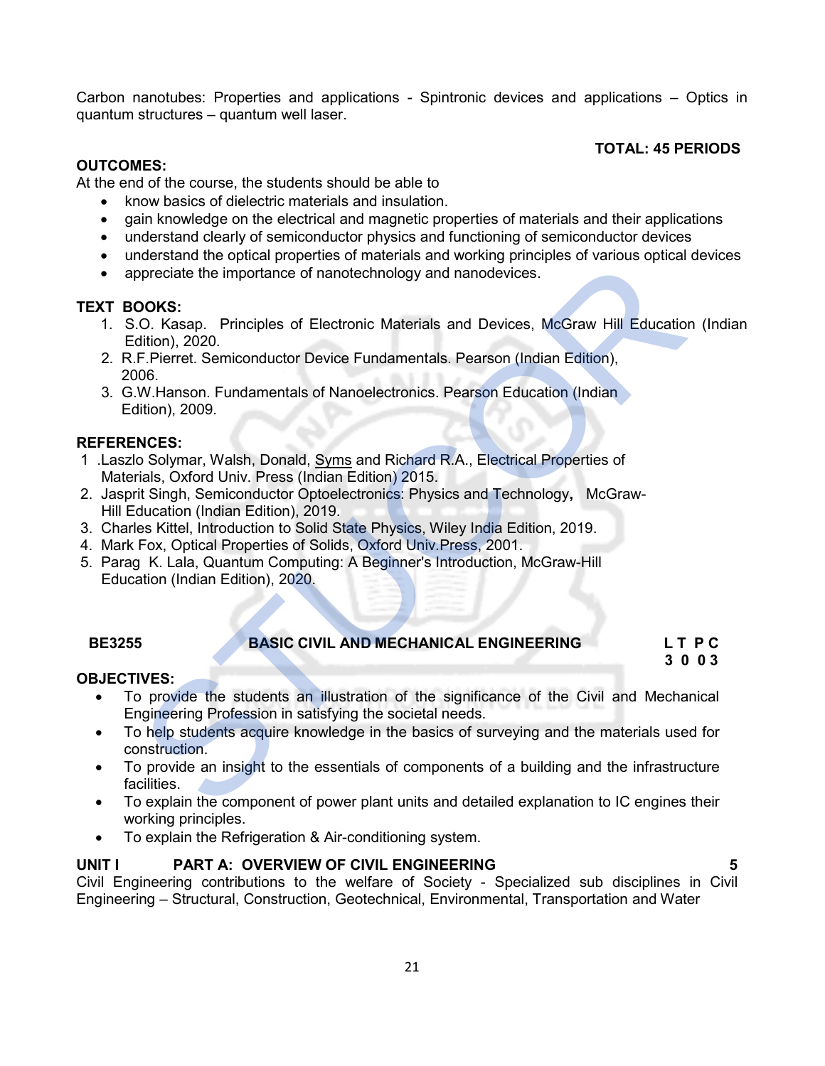Carbon nanotubes: Properties and applications - Spintronic devices and applications – Optics in quantum structures – quantum well laser.

**TOTAL: 45 PERIODS**

**OUTCOMES:**

At the end of the course, the students should be able to

- know basics of dielectric materials and insulation.
- gain knowledge on the electrical and magnetic properties of materials and their applications
- understand clearly of semiconductor physics and functioning of semiconductor devices
- understand the optical properties of materials and working principles of various optical devices
- appreciate the importance of nanotechnology and nanodevices.

**TEXT BOOKS:**

1. S.O. Kasap. Principles of Electronic Materials and Devices, McGraw Hill Education (Indian Edition), 2020.
2. R.F.Pierret. Semiconductor Device Fundamentals. Pearson (Indian Edition), 2006.
3. G.W.Hanson. Fundamentals of Nanoelectronics. Pearson Education (Indian Edition), 2009.

**REFERENCES:**

1. Laszlo Solymar, Walsh, Donald, Syms and Richard R.A., Electrical Properties of Materials, Oxford Univ. Press (Indian Edition) 2015.
2. Jasprit Singh, Semiconductor Optoelectronics: Physics and Technology, McGraw-Hill Education (Indian Edition), 2019.
3. Charles Kittel, Introduction to Solid State Physics, Wiley India Edition, 2019.
4. Mark Fox, Optical Properties of Solids, Oxford Univ.Press, 2001.
5. Parag K. Lala, Quantum Computing: A Beginner's Introduction, McGraw-Hill Education (Indian Edition), 2020.

## BE3255 BASIC CIVIL AND MECHANICAL ENGINEERING

| L | T | P | C |
|---|---|---|---|
| 3 | 0 | 0 | 3 |

**OBJECTIVES:**

- To provide the students an illustration of the significance of the Civil and Mechanical Engineering Profession in satisfying the societal needs.
- To help students acquire knowledge in the basics of surveying and the materials used for construction.
- To provide an insight to the essentials of components of a building and the infrastructure facilities.
- To explain the component of power plant units and detailed explanation to IC engines their working principles.
- To explain the Refrigeration & Air-conditioning system.

**UNIT I PART A: OVERVIEW OF CIVIL ENGINEERING 5**

Civil Engineering contributions to the welfare of Society - Specialized sub disciplines in Civil Engineering – Structural, Construction, Geotechnical, Environmental, Transportation and Water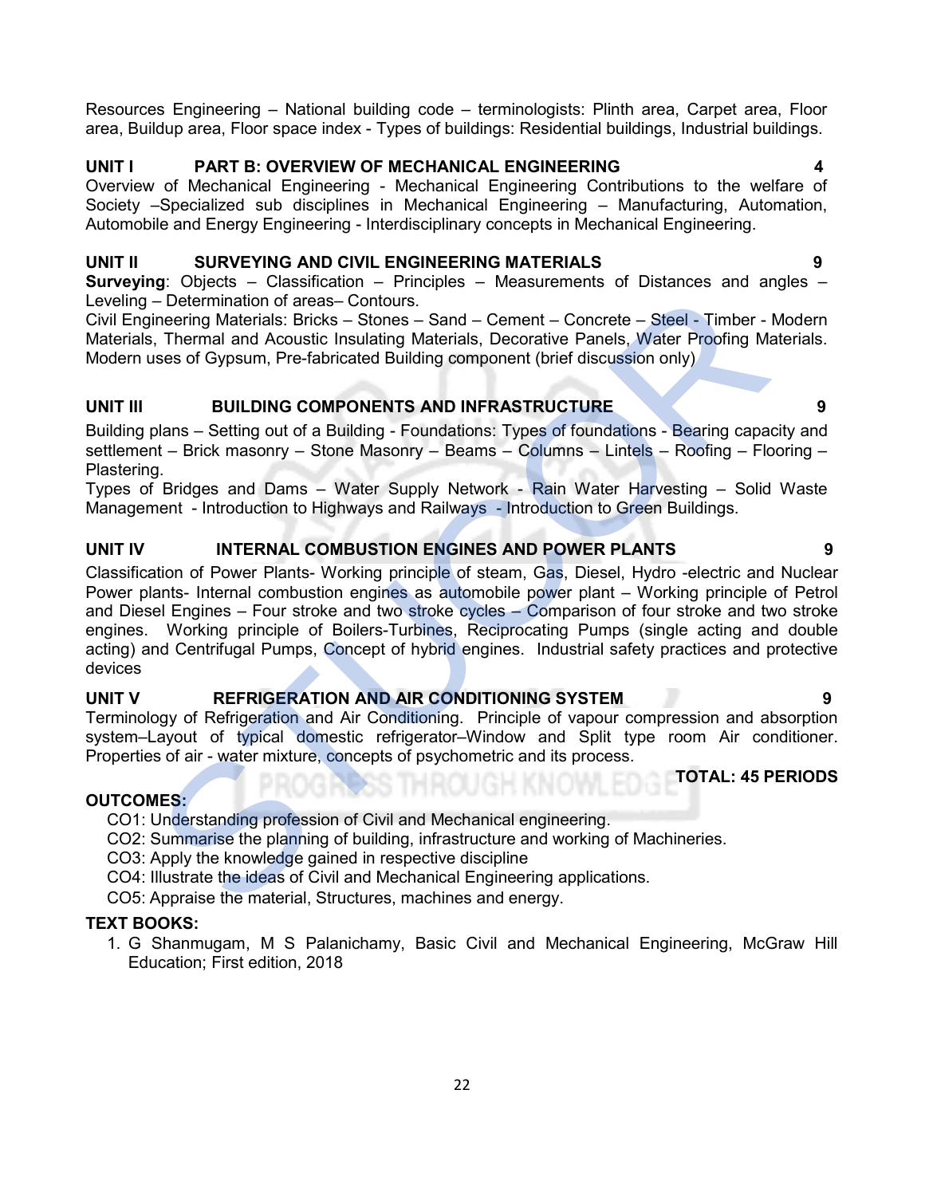Resources Engineering – National building code – terminologists: Plinth area, Carpet area, Floor area, Buildup area, Floor space index - Types of buildings: Residential buildings, Industrial buildings.

**UNIT I PART B: OVERVIEW OF MECHANICAL ENGINEERING 4**

Overview of Mechanical Engineering - Mechanical Engineering Contributions to the welfare of Society –Specialized sub disciplines in Mechanical Engineering – Manufacturing, Automation, Automobile and Energy Engineering - Interdisciplinary concepts in Mechanical Engineering.

**UNIT II SURVEYING AND CIVIL ENGINEERING MATERIALS 9**

**Surveying**: Objects – Classification – Principles – Measurements of Distances and angles – Leveling – Determination of areas– Contours.

Civil Engineering Materials: Bricks – Stones – Sand – Cement – Concrete – Steel - Timber - Modern Materials, Thermal and Acoustic Insulating Materials, Decorative Panels, Water Proofing Materials. Modern uses of Gypsum, Pre-fabricated Building component (brief discussion only)

**UNIT III BUILDING COMPONENTS AND INFRASTRUCTURE 9**

Building plans – Setting out of a Building - Foundations: Types of foundations - Bearing capacity and settlement – Brick masonry – Stone Masonry – Beams – Columns – Lintels – Roofing – Flooring – Plastering.

Types of Bridges and Dams – Water Supply Network - Rain Water Harvesting – Solid Waste Management - Introduction to Highways and Railways - Introduction to Green Buildings.

**UNIT IV INTERNAL COMBUSTION ENGINES AND POWER PLANTS 9**

Classification of Power Plants- Working principle of steam, Gas, Diesel, Hydro -electric and Nuclear Power plants- Internal combustion engines as automobile power plant – Working principle of Petrol and Diesel Engines – Four stroke and two stroke cycles – Comparison of four stroke and two stroke engines. Working principle of Boilers-Turbines, Reciprocating Pumps (single acting and double acting) and Centrifugal Pumps, Concept of hybrid engines. Industrial safety practices and protective devices

**UNIT V REFRIGERATION AND AIR CONDITIONING SYSTEM 9**

Terminology of Refrigeration and Air Conditioning. Principle of vapour compression and absorption system–Layout of typical domestic refrigerator–Window and Split type room Air conditioner. Properties of air - water mixture, concepts of psychometric and its process.

**TOTAL: 45 PERIODS**

**OUTCOMES:**

CO1: Understanding profession of Civil and Mechanical engineering.
CO2: Summarise the planning of building, infrastructure and working of Machineries.
CO3: Apply the knowledge gained in respective discipline
CO4: Illustrate the ideas of Civil and Mechanical Engineering applications.
CO5: Appraise the material, Structures, machines and energy.

**TEXT BOOKS:**

1. G Shanmugam, M S Palanichamy, Basic Civil and Mechanical Engineering, McGraw Hill Education; First edition, 2018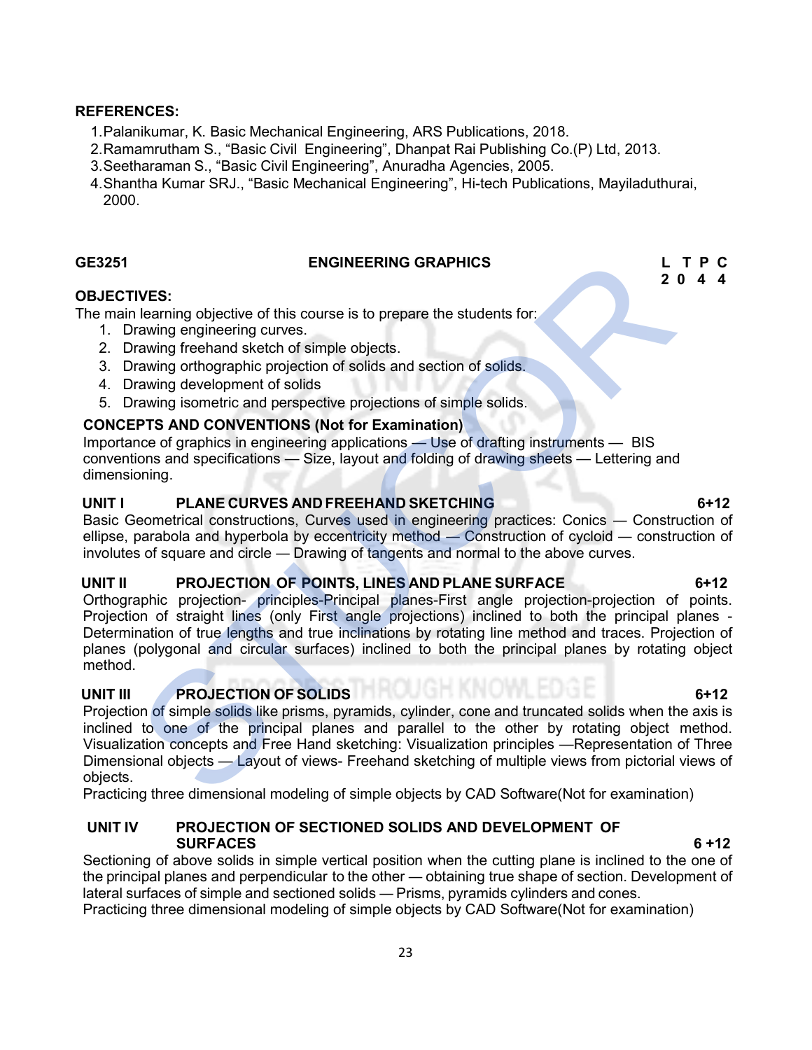**REFERENCES:**

1. Palanikumar, K. Basic Mechanical Engineering, ARS Publications, 2018.
2. Ramamrutham S., "Basic Civil Engineering", Dhanpat Rai Publishing Co.(P) Ltd, 2013.
3. Seetharaman S., "Basic Civil Engineering", Anuradha Agencies, 2005.
4. Shantha Kumar SRJ., "Basic Mechanical Engineering", Hi-tech Publications, Mayiladuthurai, 2000.

| GE3251 | ENGINEERING GRAPHICS | L T P C |
|---|---|---|
| | | 2 0 4 4 |

**OBJECTIVES:**

The main learning objective of this course is to prepare the students for:

1. Drawing engineering curves.
2. Drawing freehand sketch of simple objects.
3. Drawing orthographic projection of solids and section of solids.
4. Drawing development of solids
5. Drawing isometric and perspective projections of simple solids.

**CONCEPTS AND CONVENTIONS (Not for Examination)**

Importance of graphics in engineering applications — Use of drafting instruments — BIS conventions and specifications — Size, layout and folding of drawing sheets — Lettering and dimensioning.

**UNIT I PLANE CURVES AND FREEHAND SKETCHING 6+12**

Basic Geometrical constructions, Curves used in engineering practices: Conics — Construction of ellipse, parabola and hyperbola by eccentricity method — Construction of cycloid — construction of involutes of square and circle — Drawing of tangents and normal to the above curves.

**UNIT II PROJECTION OF POINTS, LINES AND PLANE SURFACE 6+12**

Orthographic projection- principles-Principal planes-First angle projection-projection of points. Projection of straight lines (only First angle projections) inclined to both the principal planes - Determination of true lengths and true inclinations by rotating line method and traces. Projection of planes (polygonal and circular surfaces) inclined to both the principal planes by rotating object method.

**UNIT III PROJECTION OF SOLIDS 6+12**

Projection of simple solids like prisms, pyramids, cylinder, cone and truncated solids when the axis is inclined to one of the principal planes and parallel to the other by rotating object method. Visualization concepts and Free Hand sketching: Visualization principles —Representation of Three Dimensional objects — Layout of views- Freehand sketching of multiple views from pictorial views of objects.

Practicing three dimensional modeling of simple objects by CAD Software(Not for examination)

**UNIT IV PROJECTION OF SECTIONED SOLIDS AND DEVELOPMENT OF SURFACES 6 +12**

Sectioning of above solids in simple vertical position when the cutting plane is inclined to the one of the principal planes and perpendicular to the other — obtaining true shape of section. Development of lateral surfaces of simple and sectioned solids — Prisms, pyramids cylinders and cones.

Practicing three dimensional modeling of simple objects by CAD Software(Not for examination)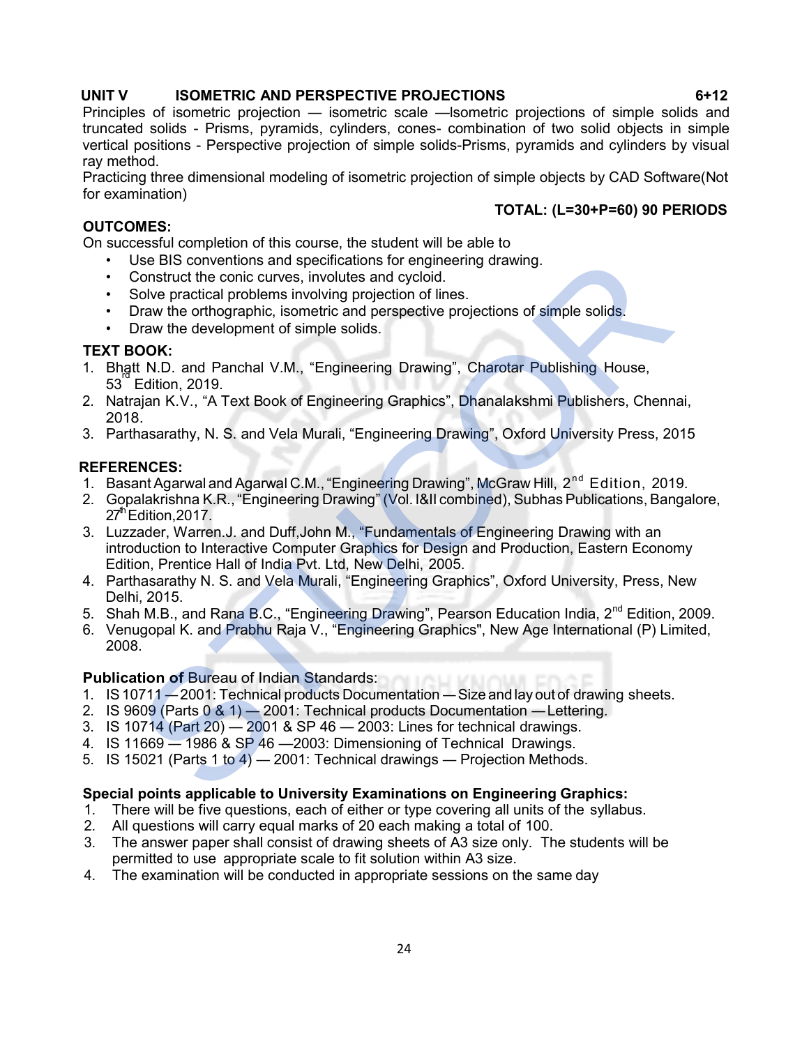**UNIT V ISOMETRIC AND PERSPECTIVE PROJECTIONS 6+12**

Principles of isometric projection — isometric scale —Isometric projections of simple solids and truncated solids - Prisms, pyramids, cylinders, cones- combination of two solid objects in simple vertical positions - Perspective projection of simple solids-Prisms, pyramids and cylinders by visual ray method.

Practicing three dimensional modeling of isometric projection of simple objects by CAD Software(Not for examination)

**TOTAL: (L=30+P=60) 90 PERIODS**

**OUTCOMES:**

On successful completion of this course, the student will be able to

- Use BIS conventions and specifications for engineering drawing.
- Construct the conic curves, involutes and cycloid.
- Solve practical problems involving projection of lines.
- Draw the orthographic, isometric and perspective projections of simple solids.
- Draw the development of simple solids.

**TEXT BOOK:**

1. Bhatt N.D. and Panchal V.M., "Engineering Drawing", Charotar Publishing House, 53rd Edition, 2019.
2. Natrajan K.V., "A Text Book of Engineering Graphics", Dhanalakshmi Publishers, Chennai, 2018.
3. Parthasarathy, N. S. and Vela Murali, "Engineering Drawing", Oxford University Press, 2015

**REFERENCES:**

1. Basant Agarwal and Agarwal C.M., "Engineering Drawing", McGraw Hill, 2nd Edition, 2019.
2. Gopalakrishna K.R., "Engineering Drawing" (Vol. I&II combined), Subhas Publications, Bangalore, 27th Edition,2017.
3. Luzzader, Warren.J. and Duff,John M., "Fundamentals of Engineering Drawing with an introduction to Interactive Computer Graphics for Design and Production, Eastern Economy Edition, Prentice Hall of India Pvt. Ltd, New Delhi, 2005.
4. Parthasarathy N. S. and Vela Murali, "Engineering Graphics", Oxford University, Press, New Delhi, 2015.
5. Shah M.B., and Rana B.C., "Engineering Drawing", Pearson Education India, 2nd Edition, 2009.
6. Venugopal K. and Prabhu Raja V., "Engineering Graphics", New Age International (P) Limited, 2008.

**Publication of Bureau of Indian Standards:**

1. IS 10711 — 2001: Technical products Documentation — Size and lay out of drawing sheets.
2. IS 9609 (Parts 0 & 1) — 2001: Technical products Documentation — Lettering.
3. IS 10714 (Part 20) — 2001 & SP 46 — 2003: Lines for technical drawings.
4. IS 11669 — 1986 & SP 46 —2003: Dimensioning of Technical Drawings.
5. IS 15021 (Parts 1 to 4) — 2001: Technical drawings — Projection Methods.

**Special points applicable to University Examinations on Engineering Graphics:**

1. There will be five questions, each of either or type covering all units of the syllabus.
2. All questions will carry equal marks of 20 each making a total of 100.
3. The answer paper shall consist of drawing sheets of A3 size only. The students will be permitted to use appropriate scale to fit solution within A3 size.
4. The examination will be conducted in appropriate sessions on the same day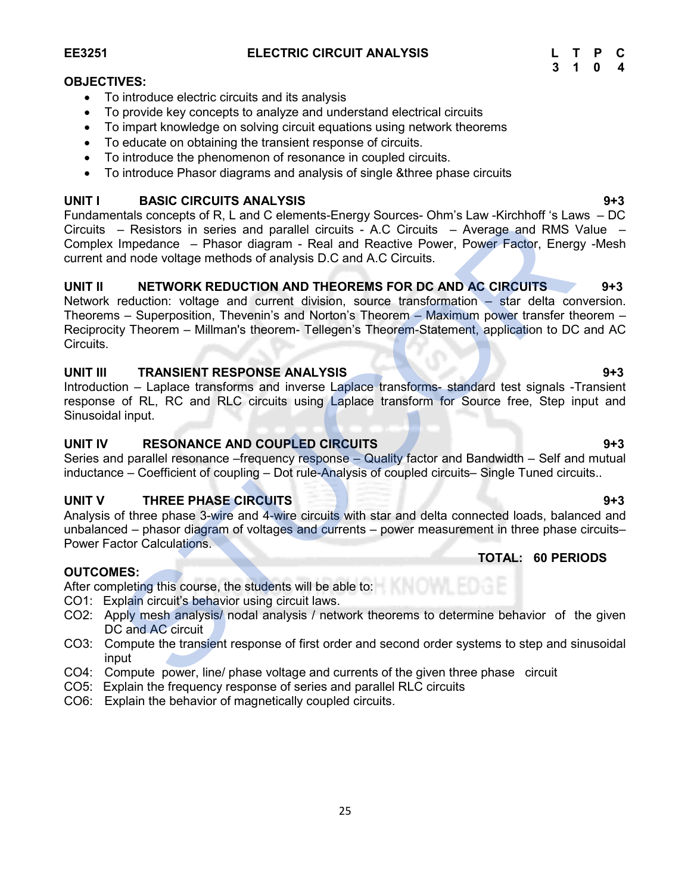**EE3251 ELECTRIC CIRCUIT ANALYSIS**

| L | T | P | C |
|---|---|---|---|
| 3 | 1 | 0 | 4 |

**OBJECTIVES:**

- To introduce electric circuits and its analysis
- To provide key concepts to analyze and understand electrical circuits
- To impart knowledge on solving circuit equations using network theorems
- To educate on obtaining the transient response of circuits.
- To introduce the phenomenon of resonance in coupled circuits.
- To introduce Phasor diagrams and analysis of single &three phase circuits

**UNIT I BASIC CIRCUITS ANALYSIS 9+3**

Fundamentals concepts of R, L and C elements-Energy Sources- Ohm's Law -Kirchhoff 's Laws – DC Circuits – Resistors in series and parallel circuits - A.C Circuits – Average and RMS Value – Complex Impedance – Phasor diagram - Real and Reactive Power, Power Factor, Energy -Mesh current and node voltage methods of analysis D.C and A.C Circuits.

**UNIT II NETWORK REDUCTION AND THEOREMS FOR DC AND AC CIRCUITS 9+3**

Network reduction: voltage and current division, source transformation – star delta conversion. Theorems – Superposition, Thevenin's and Norton's Theorem – Maximum power transfer theorem – Reciprocity Theorem – Millman's theorem- Tellegen's Theorem-Statement, application to DC and AC Circuits.

**UNIT III TRANSIENT RESPONSE ANALYSIS 9+3**

Introduction – Laplace transforms and inverse Laplace transforms- standard test signals -Transient response of RL, RC and RLC circuits using Laplace transform for Source free, Step input and Sinusoidal input.

**UNIT IV RESONANCE AND COUPLED CIRCUITS 9+3**

Series and parallel resonance –frequency response – Quality factor and Bandwidth – Self and mutual inductance – Coefficient of coupling – Dot rule-Analysis of coupled circuits– Single Tuned circuits..

**UNIT V THREE PHASE CIRCUITS 9+3**

Analysis of three phase 3-wire and 4-wire circuits with star and delta connected loads, balanced and unbalanced – phasor diagram of voltages and currents – power measurement in three phase circuits– Power Factor Calculations.

**TOTAL: 60 PERIODS**

**OUTCOMES:**

After completing this course, the students will be able to:

CO1: Explain circuit's behavior using circuit laws.

CO2: Apply mesh analysis/ nodal analysis / network theorems to determine behavior of the given DC and AC circuit

CO3: Compute the transient response of first order and second order systems to step and sinusoidal input

CO4: Compute power, line/ phase voltage and currents of the given three phase circuit

CO5: Explain the frequency response of series and parallel RLC circuits

CO6: Explain the behavior of magnetically coupled circuits.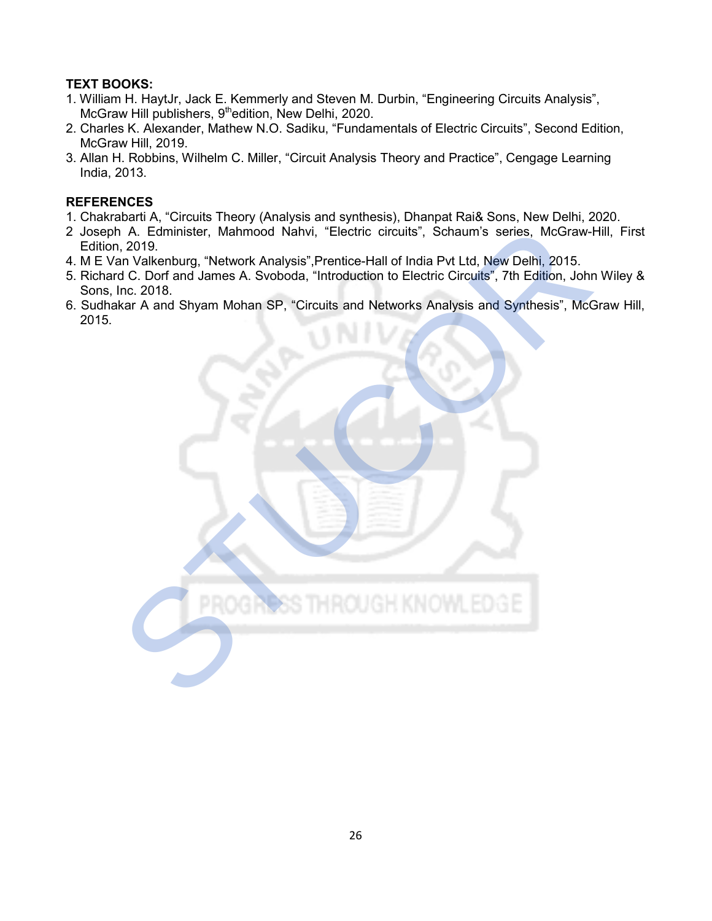**TEXT BOOKS:**

1. William H. HaytJr, Jack E. Kemmerly and Steven M. Durbin, "Engineering Circuits Analysis", McGraw Hill publishers, 9[th]edition, New Delhi, 2020.
2. Charles K. Alexander, Mathew N.O. Sadiku, "Fundamentals of Electric Circuits", Second Edition, McGraw Hill, 2019.
3. Allan H. Robbins, Wilhelm C. Miller, "Circuit Analysis Theory and Practice", Cengage Learning India, 2013.

**REFERENCES**

1. Chakrabarti A, "Circuits Theory (Analysis and synthesis), Dhanpat Rai& Sons, New Delhi, 2020.
2 Joseph A. Edminister, Mahmood Nahvi, "Electric circuits", Schaum's series, McGraw-Hill, First Edition, 2019.
4. M E Van Valkenburg, "Network Analysis",Prentice-Hall of India Pvt Ltd, New Delhi, 2015.
5. Richard C. Dorf and James A. Svoboda, "Introduction to Electric Circuits", 7th Edition, John Wiley & Sons, Inc. 2018.
6. Sudhakar A and Shyam Mohan SP, "Circuits and Networks Analysis and Synthesis", McGraw Hill, 2015.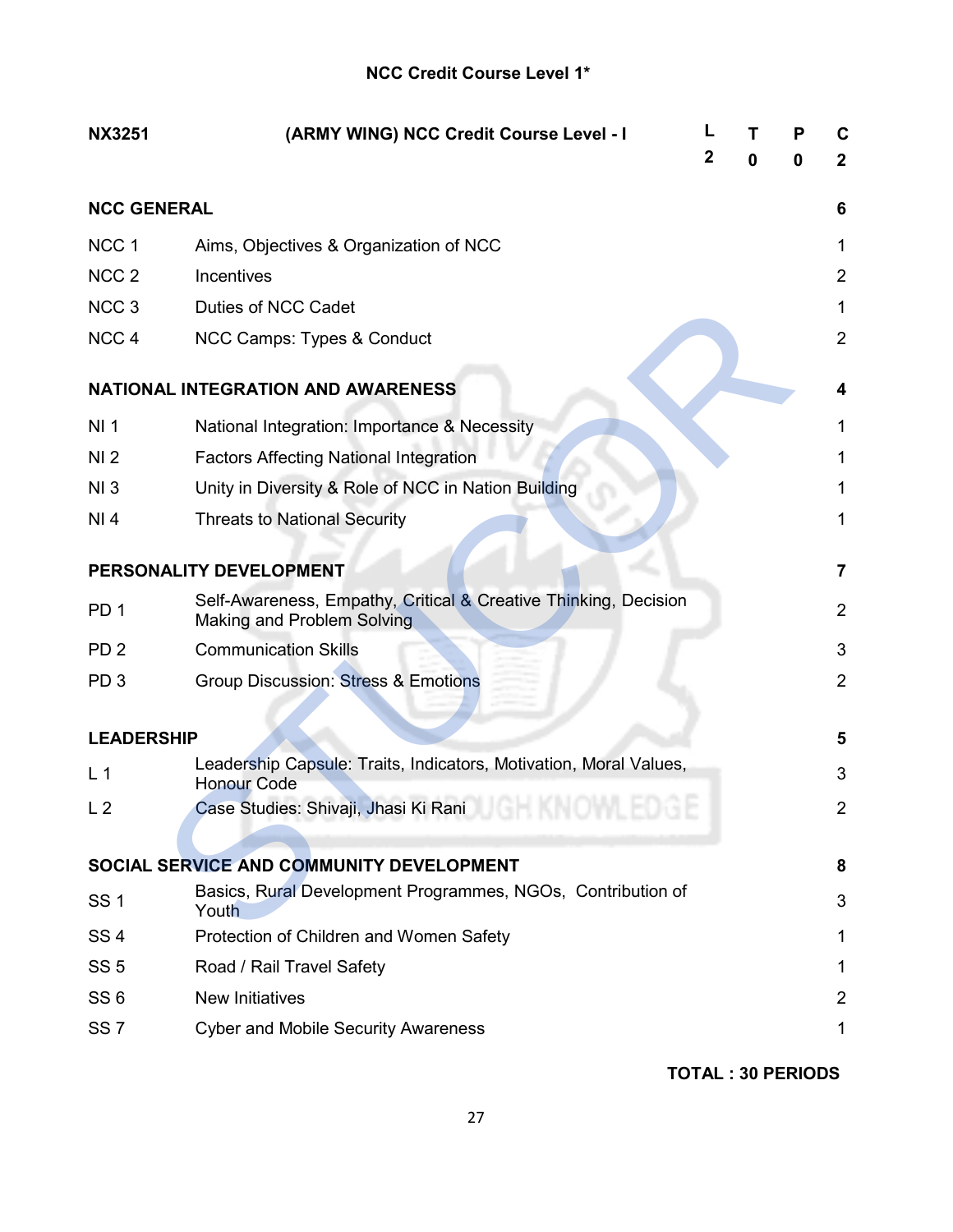# NCC Credit Course Level 1*

| NX3251 | (ARMY WING) NCC Credit Course Level - I | L | T | P | C |
|---|---|---|---|---|---|
| | | 2 | 0 | 0 | 2 |

| | | |
|---|---|---|
| **NCC GENERAL** | | **6** |
| NCC 1 | Aims, Objectives & Organization of NCC | 1 |
| NCC 2 | Incentives | 2 |
| NCC 3 | Duties of NCC Cadet | 1 |
| NCC 4 | NCC Camps: Types & Conduct | 2 |
| **NATIONAL INTEGRATION AND AWARENESS** | | **4** |
| NI 1 | National Integration: Importance & Necessity | 1 |
| NI 2 | Factors Affecting National Integration | 1 |
| NI 3 | Unity in Diversity & Role of NCC in Nation Building | 1 |
| NI 4 | Threats to National Security | 1 |
| **PERSONALITY DEVELOPMENT** | | **7** |
| PD 1 | Self-Awareness, Empathy, Critical & Creative Thinking, Decision Making and Problem Solving | 2 |
| PD 2 | Communication Skills | 3 |
| PD 3 | Group Discussion: Stress & Emotions | 2 |
| **LEADERSHIP** | | **5** |
| L 1 | Leadership Capsule: Traits, Indicators, Motivation, Moral Values, Honour Code | 3 |
| L 2 | Case Studies: Shivaji, Jhasi Ki Rani | 2 |
| **SOCIAL SERVICE AND COMMUNITY DEVELOPMENT** | | **8** |
| SS 1 | Basics, Rural Development Programmes, NGOs, Contribution of Youth | 3 |
| SS 4 | Protection of Children and Women Safety | 1 |
| SS 5 | Road / Rail Travel Safety | 1 |
| SS 6 | New Initiatives | 2 |
| SS 7 | Cyber and Mobile Security Awareness | 1 |

**TOTAL : 30 PERIODS**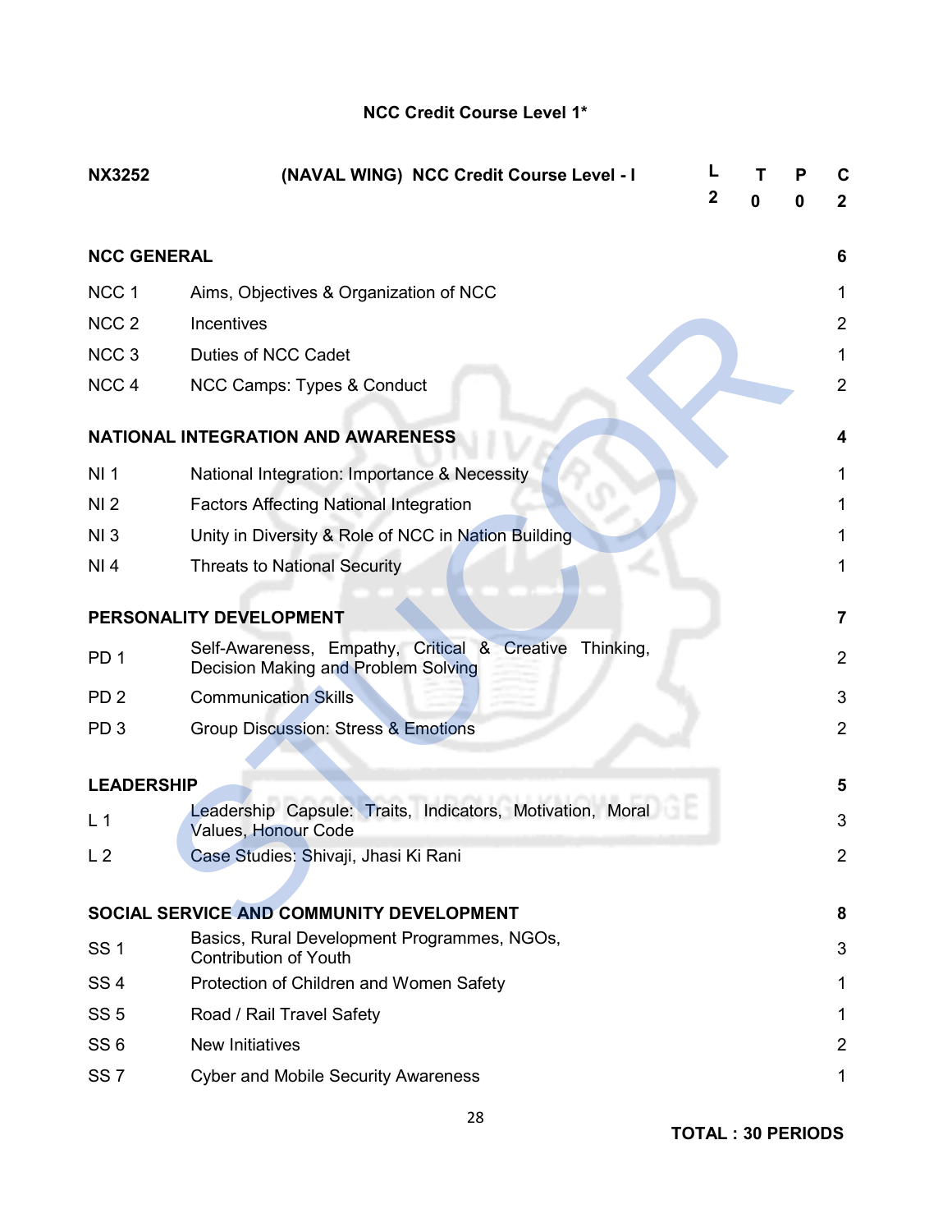## NCC Credit Course Level 1*

| NX3252 | (NAVAL WING) NCC Credit Course Level - I | L | T | P | C |
|---|---|---|---|---|---|
| | | 2 | 0 | 0 | 2 |

| | | |
|---|---|---|
| **NCC GENERAL** | | **6** |
| NCC 1 | Aims, Objectives & Organization of NCC | 1 |
| NCC 2 | Incentives | 2 |
| NCC 3 | Duties of NCC Cadet | 1 |
| NCC 4 | NCC Camps: Types & Conduct | 2 |
| **NATIONAL INTEGRATION AND AWARENESS** | | **4** |
| NI 1 | National Integration: Importance & Necessity | 1 |
| NI 2 | Factors Affecting National Integration | 1 |
| NI 3 | Unity in Diversity & Role of NCC in Nation Building | 1 |
| NI 4 | Threats to National Security | 1 |
| **PERSONALITY DEVELOPMENT** | | **7** |
| PD 1 | Self-Awareness, Empathy, Critical & Creative Thinking, Decision Making and Problem Solving | 2 |
| PD 2 | Communication Skills | 3 |
| PD 3 | Group Discussion: Stress & Emotions | 2 |
| **LEADERSHIP** | | **5** |
| L 1 | Leadership Capsule: Traits, Indicators, Motivation, Moral Values, Honour Code | 3 |
| L 2 | Case Studies: Shivaji, Jhasi Ki Rani | 2 |
| **SOCIAL SERVICE AND COMMUNITY DEVELOPMENT** | | **8** |
| SS 1 | Basics, Rural Development Programmes, NGOs, Contribution of Youth | 3 |
| SS 4 | Protection of Children and Women Safety | 1 |
| SS 5 | Road / Rail Travel Safety | 1 |
| SS 6 | New Initiatives | 2 |
| SS 7 | Cyber and Mobile Security Awareness | 1 |

**TOTAL : 30 PERIODS**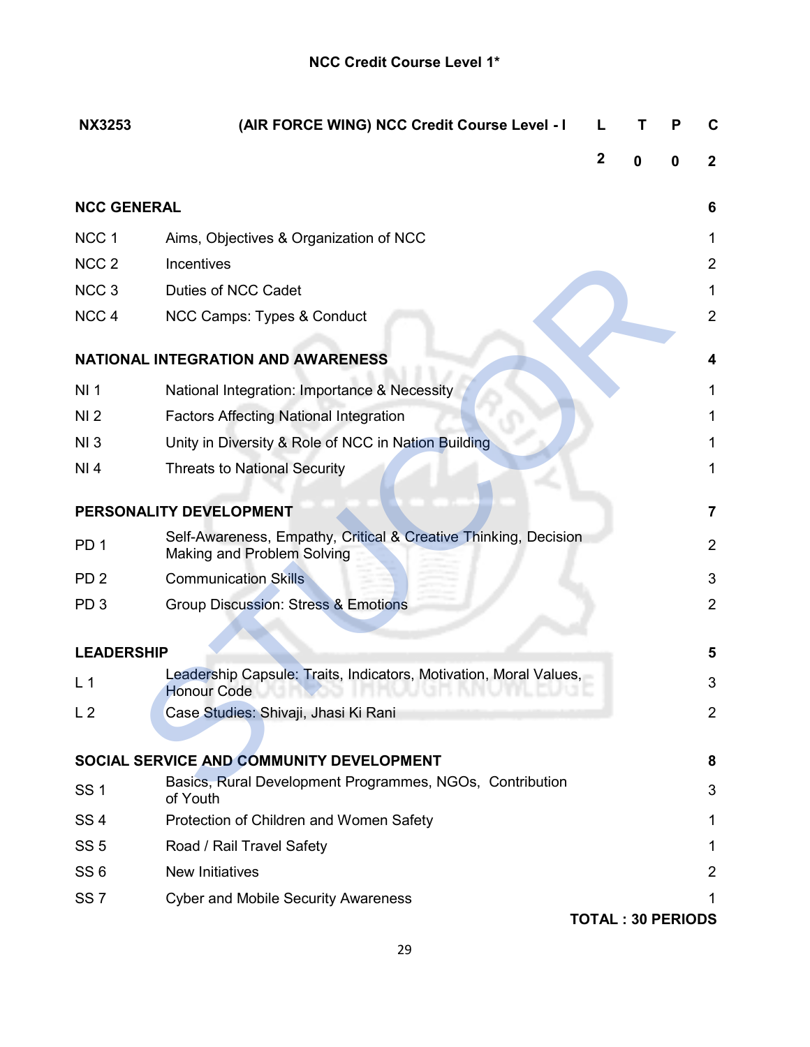# NCC Credit Course Level 1*

| NX3253 | (AIR FORCE WING) NCC Credit Course Level - I | L | T | P | C |
|---|---|---|---|---|---|
| | | 2 | 0 | 0 | 2 |

| | | |
|---|---|---|
| **NCC GENERAL** | | **6** |
| NCC 1 | Aims, Objectives & Organization of NCC | 1 |
| NCC 2 | Incentives | 2 |
| NCC 3 | Duties of NCC Cadet | 1 |
| NCC 4 | NCC Camps: Types & Conduct | 2 |
| **NATIONAL INTEGRATION AND AWARENESS** | | **4** |
| NI 1 | National Integration: Importance & Necessity | 1 |
| NI 2 | Factors Affecting National Integration | 1 |
| NI 3 | Unity in Diversity & Role of NCC in Nation Building | 1 |
| NI 4 | Threats to National Security | 1 |
| **PERSONALITY DEVELOPMENT** | | **7** |
| PD 1 | Self-Awareness, Empathy, Critical & Creative Thinking, Decision Making and Problem Solving | 2 |
| PD 2 | Communication Skills | 3 |
| PD 3 | Group Discussion: Stress & Emotions | 2 |
| **LEADERSHIP** | | **5** |
| L 1 | Leadership Capsule: Traits, Indicators, Motivation, Moral Values, Honour Code | 3 |
| L 2 | Case Studies: Shivaji, Jhasi Ki Rani | 2 |
| **SOCIAL SERVICE AND COMMUNITY DEVELOPMENT** | | **8** |
| SS 1 | Basics, Rural Development Programmes, NGOs, Contribution of Youth | 3 |
| SS 4 | Protection of Children and Women Safety | 1 |
| SS 5 | Road / Rail Travel Safety | 1 |
| SS 6 | New Initiatives | 2 |
| SS 7 | Cyber and Mobile Security Awareness | 1 |

**TOTAL : 30 PERIODS**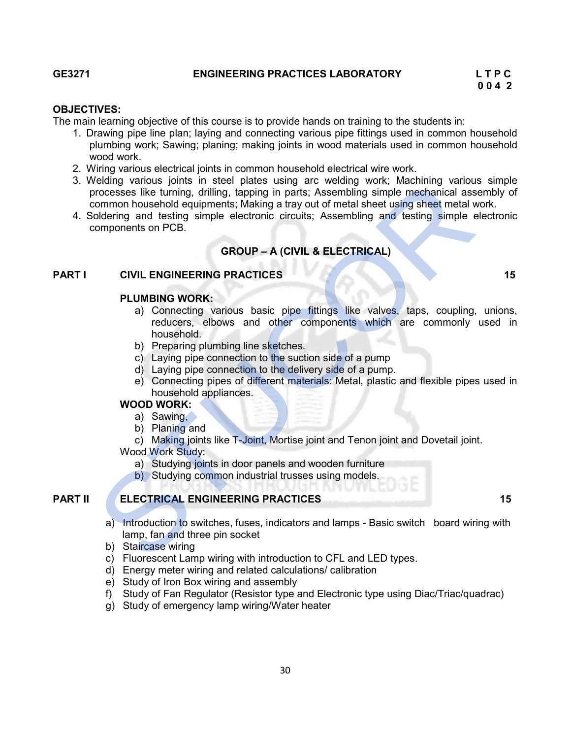GE3271 **ENGINEERING PRACTICES LABORATORY** 

| L | T | P | C |
|---|---|---|---|
| 0 | 0 | 4 | 2 |

**OBJECTIVES:**

The main learning objective of this course is to provide hands on training to the students in:

1. Drawing pipe line plan; laying and connecting various pipe fittings used in common household plumbing work; Sawing; planing; making joints in wood materials used in common household wood work.
2. Wiring various electrical joints in common household electrical wire work.
3. Welding various joints in steel plates using arc welding work; Machining various simple processes like turning, drilling, tapping in parts; Assembling simple mechanical assembly of common household equipments; Making a tray out of metal sheet using sheet metal work.
4. Soldering and testing simple electronic circuits; Assembling and testing simple electronic components on PCB.

## GROUP – A (CIVIL & ELECTRICAL)

### PART I CIVIL ENGINEERING PRACTICES 15

**PLUMBING WORK:**

a) Connecting various basic pipe fittings like valves, taps, coupling, unions, reducers, elbows and other components which are commonly used in household.
b) Preparing plumbing line sketches.
c) Laying pipe connection to the suction side of a pump
d) Laying pipe connection to the delivery side of a pump.
e) Connecting pipes of different materials: Metal, plastic and flexible pipes used in household appliances.

**WOOD WORK:**

a) Sawing,
b) Planing and
c) Making joints like T-Joint, Mortise joint and Tenon joint and Dovetail joint.

Wood Work Study:

a) Studying joints in door panels and wooden furniture
b) Studying common industrial trusses using models.

### PART II ELECTRICAL ENGINEERING PRACTICES 15

a) Introduction to switches, fuses, indicators and lamps - Basic switch board wiring with lamp, fan and three pin socket
b) Staircase wiring
c) Fluorescent Lamp wiring with introduction to CFL and LED types.
d) Energy meter wiring and related calculations/ calibration
e) Study of Iron Box wiring and assembly
f) Study of Fan Regulator (Resistor type and Electronic type using Diac/Triac/quadrac)
g) Study of emergency lamp wiring/Water heater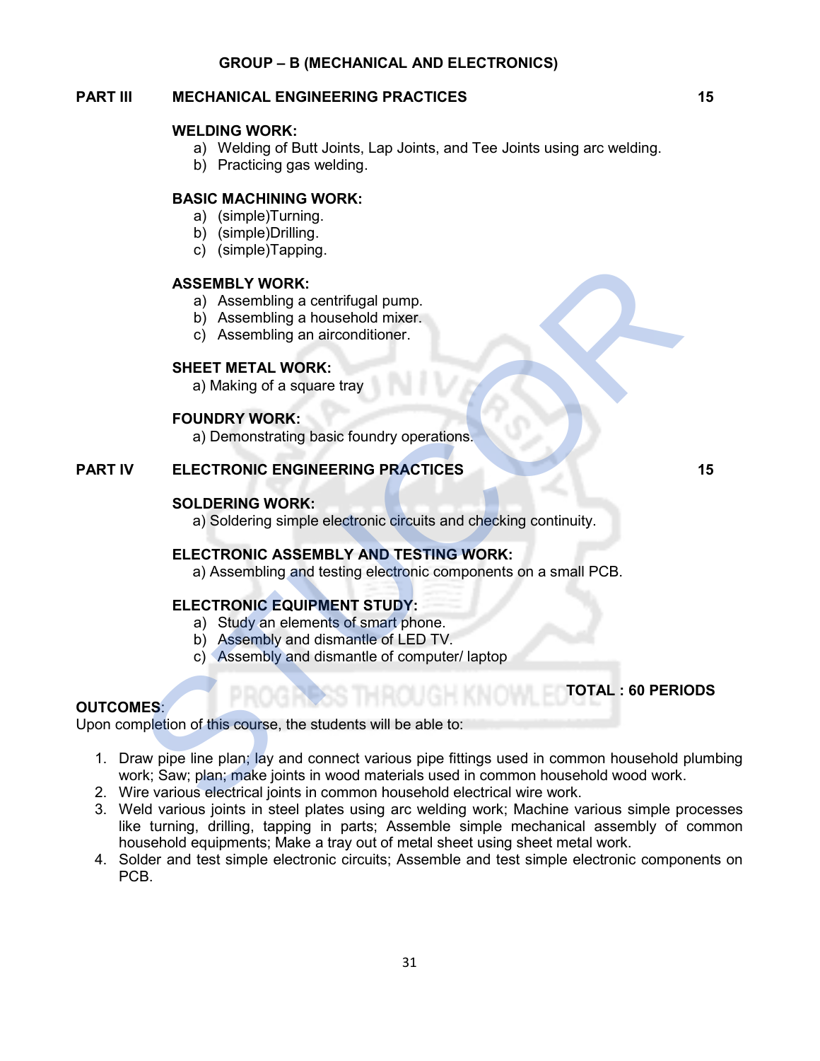## GROUP – B (MECHANICAL AND ELECTRONICS)

### PART III MECHANICAL ENGINEERING PRACTICES 15

**WELDING WORK:**

a) Welding of Butt Joints, Lap Joints, and Tee Joints using arc welding.
b) Practicing gas welding.

**BASIC MACHINING WORK:**

a) (simple)Turning.
b) (simple)Drilling.
c) (simple)Tapping.

**ASSEMBLY WORK:**

a) Assembling a centrifugal pump.
b) Assembling a household mixer.
c) Assembling an airconditioner.

**SHEET METAL WORK:**

a) Making of a square tray

**FOUNDRY WORK:**

a) Demonstrating basic foundry operations.

### PART IV ELECTRONIC ENGINEERING PRACTICES 15

**SOLDERING WORK:**

a) Soldering simple electronic circuits and checking continuity.

**ELECTRONIC ASSEMBLY AND TESTING WORK:**

a) Assembling and testing electronic components on a small PCB.

**ELECTRONIC EQUIPMENT STUDY:**

a) Study an elements of smart phone.
b) Assembly and dismantle of LED TV.
c) Assembly and dismantle of computer/ laptop

**TOTAL : 60 PERIODS**

**OUTCOMES**:

Upon completion of this course, the students will be able to:

1. Draw pipe line plan; lay and connect various pipe fittings used in common household plumbing work; Saw; plan; make joints in wood materials used in common household wood work.
2. Wire various electrical joints in common household electrical wire work.
3. Weld various joints in steel plates using arc welding work; Machine various simple processes like turning, drilling, tapping in parts; Assemble simple mechanical assembly of common household equipments; Make a tray out of metal sheet using sheet metal work.
4. Solder and test simple electronic circuits; Assemble and test simple electronic components on PCB.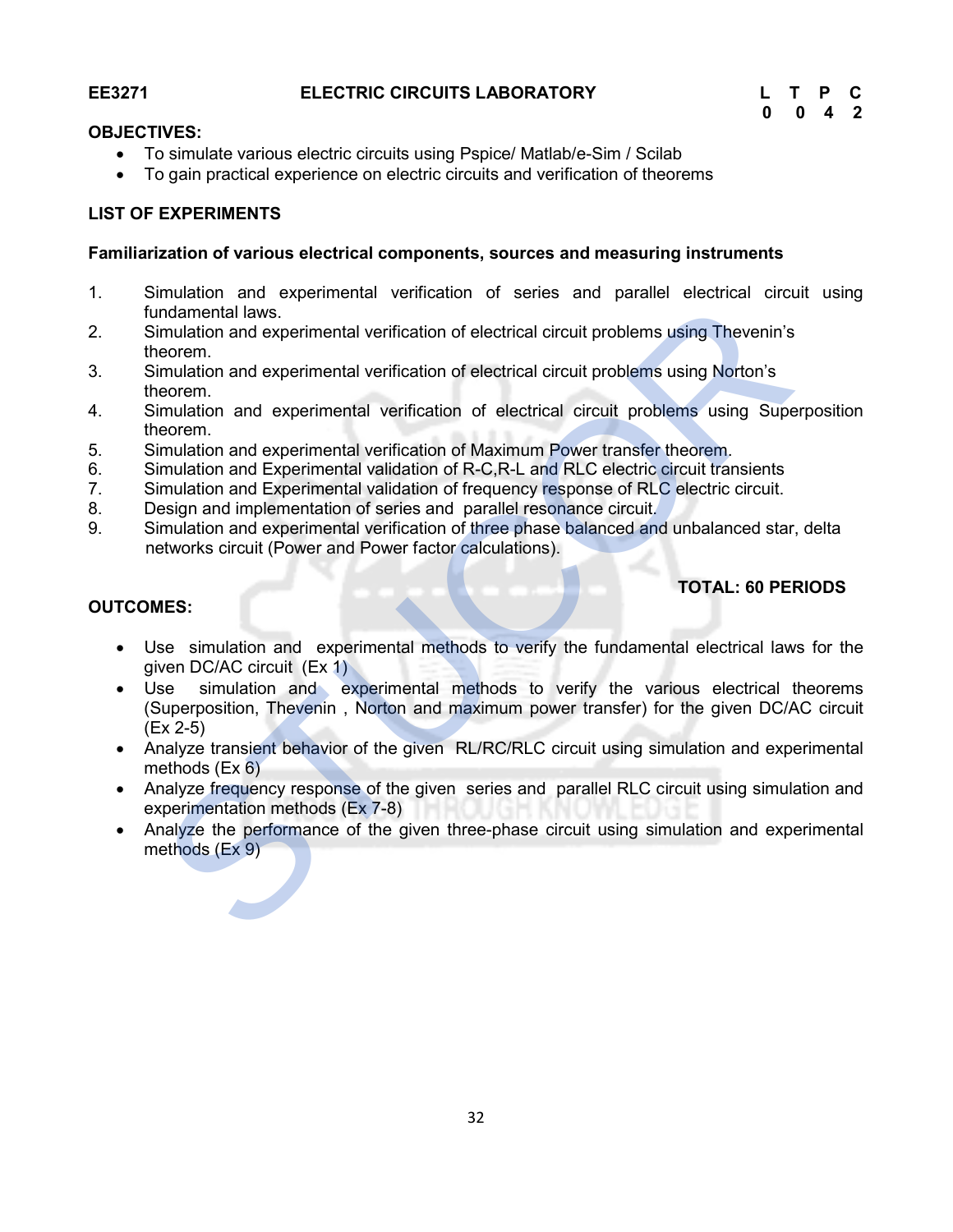**EE3271 ELECTRIC CIRCUITS LABORATORY**

| L | T | P | C |
|---|---|---|---|
| 0 | 0 | 4 | 2 |

**OBJECTIVES:**

- To simulate various electric circuits using Pspice/ Matlab/e-Sim / Scilab
- To gain practical experience on electric circuits and verification of theorems

**LIST OF EXPERIMENTS**

**Familiarization of various electrical components, sources and measuring instruments**

1. Simulation and experimental verification of series and parallel electrical circuit using fundamental laws.
2. Simulation and experimental verification of electrical circuit problems using Thevenin's theorem.
3. Simulation and experimental verification of electrical circuit problems using Norton's theorem.
4. Simulation and experimental verification of electrical circuit problems using Superposition theorem.
5. Simulation and experimental verification of Maximum Power transfer theorem.
6. Simulation and Experimental validation of R-C,R-L and RLC electric circuit transients
7. Simulation and Experimental validation of frequency response of RLC electric circuit.
8. Design and implementation of series and parallel resonance circuit.
9. Simulation and experimental verification of three phase balanced and unbalanced star, delta networks circuit (Power and Power factor calculations).

**TOTAL: 60 PERIODS**

**OUTCOMES:**

- Use simulation and experimental methods to verify the fundamental electrical laws for the given DC/AC circuit (Ex 1)
- Use simulation and experimental methods to verify the various electrical theorems (Superposition, Thevenin , Norton and maximum power transfer) for the given DC/AC circuit (Ex 2-5)
- Analyze transient behavior of the given RL/RC/RLC circuit using simulation and experimental methods (Ex 6)
- Analyze frequency response of the given series and parallel RLC circuit using simulation and experimentation methods (Ex 7-8)
- Analyze the performance of the given three-phase circuit using simulation and experimental methods (Ex 9)